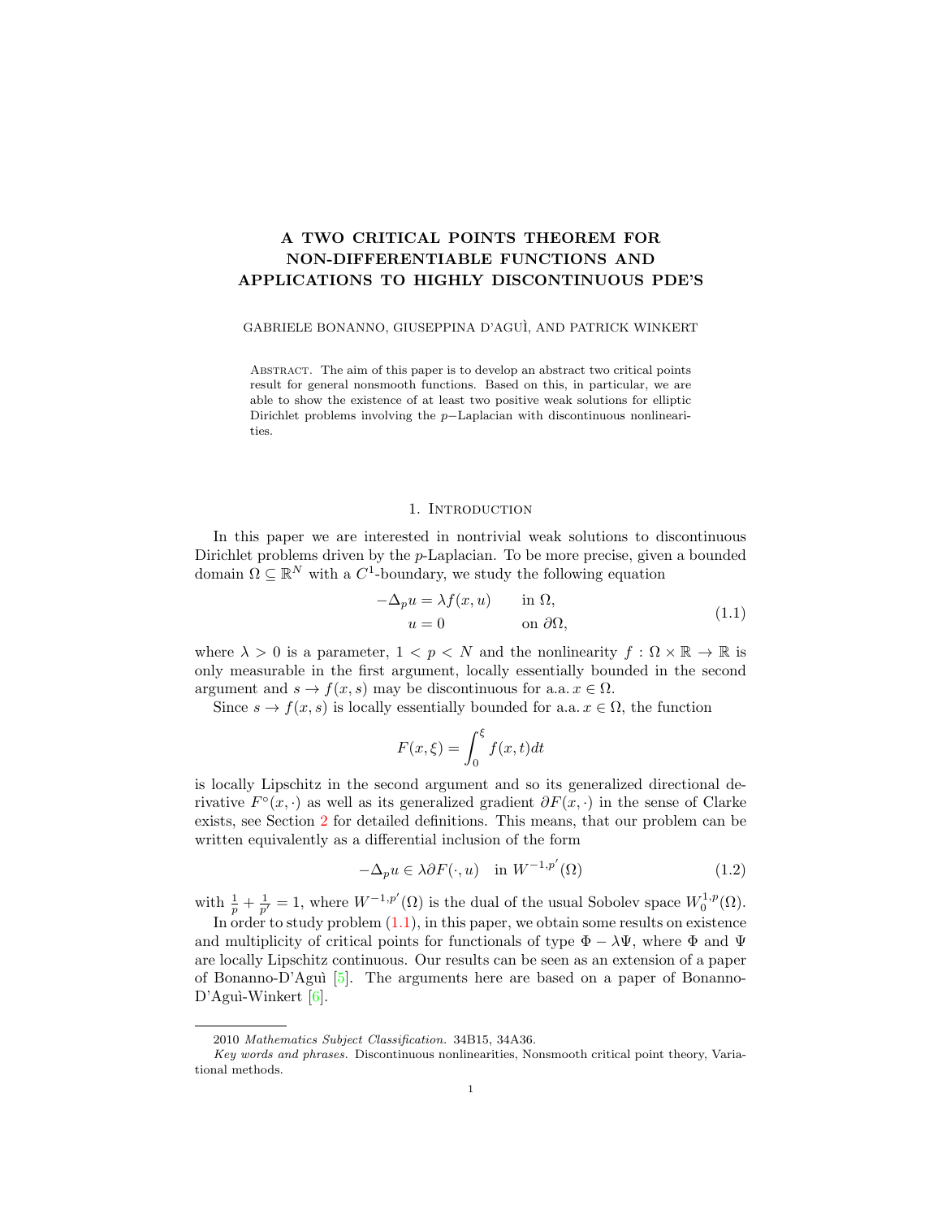# A TWO CRITICAL POINTS THEOREM FOR NON-DIFFERENTIABLE FUNCTIONS AND APPLICATIONS TO HIGHLY DISCONTINUOUS PDE'S

GABRIELE BONANNO, GIUSEPPINA D'AGUÌ, AND PATRICK WINKERT

Abstract. The aim of this paper is to develop an abstract two critical points result for general nonsmooth functions. Based on this, in particular, we are able to show the existence of at least two positive weak solutions for elliptic Dirichlet problems involving the $p-$Laplacian with discontinuous nonlinearities.

## 1. Introduction

In this paper we are interested in nontrivial weak solutions to discontinuous Dirichlet problems driven by the $p$-Laplacian. To be more precise, given a bounded domain $\Omega \subseteq \mathbb{R}^N$ with a $C^1$-boundary, we study the following equation

$$
\begin{aligned}
-\Delta_p u &= \lambda f(x,u) \qquad && \text{in } \Omega, \\
u &= 0 && \text{on } \partial\Omega,
\end{aligned}
\tag{1.1}
$$

where $\lambda > 0$ is a parameter, $1 < p < N$ and the nonlinearity $f : \Omega \times \mathbb{R} \to \mathbb{R}$ is only measurable in the first argument, locally essentially bounded in the second argument and $s \to f(x,s)$ may be discontinuous for a.a. $x \in \Omega$.

Since $s \to f(x,s)$ is locally essentially bounded for a.a. $x \in \Omega$, the function

$$
F(x,\xi) = \int_0^\xi f(x,t)dt
$$

is locally Lipschitz in the second argument and so its generalized directional derivative $F^\circ(x,\cdot)$ as well as its generalized gradient $\partial F(x,\cdot)$ in the sense of Clarke exists, see Section 2 for detailed definitions. This means, that our problem can be written equivalently as a differential inclusion of the form

$$
-\Delta_p u \in \lambda \partial F(\cdot, u) \quad \text{in } W^{-1,p'}(\Omega)
\tag{1.2}
$$

with $\frac{1}{p} + \frac{1}{p'} = 1$, where $W^{-1,p'}(\Omega)$ is the dual of the usual Sobolev space $W_0^{1,p}(\Omega)$.

In order to study problem (1.1), in this paper, we obtain some results on existence and multiplicity of critical points for functionals of type $\Phi - \lambda\Psi$, where $\Phi$ and $\Psi$ are locally Lipschitz continuous. Our results can be seen as an extension of a paper of Bonanno-D'Aguì [5]. The arguments here are based on a paper of Bonanno-D'Aguì-Winkert [6].

2010 *Mathematics Subject Classification.* 34B15, 34A36.

*Key words and phrases.* Discontinuous nonlinearities, Nonsmooth critical point theory, Variational methods.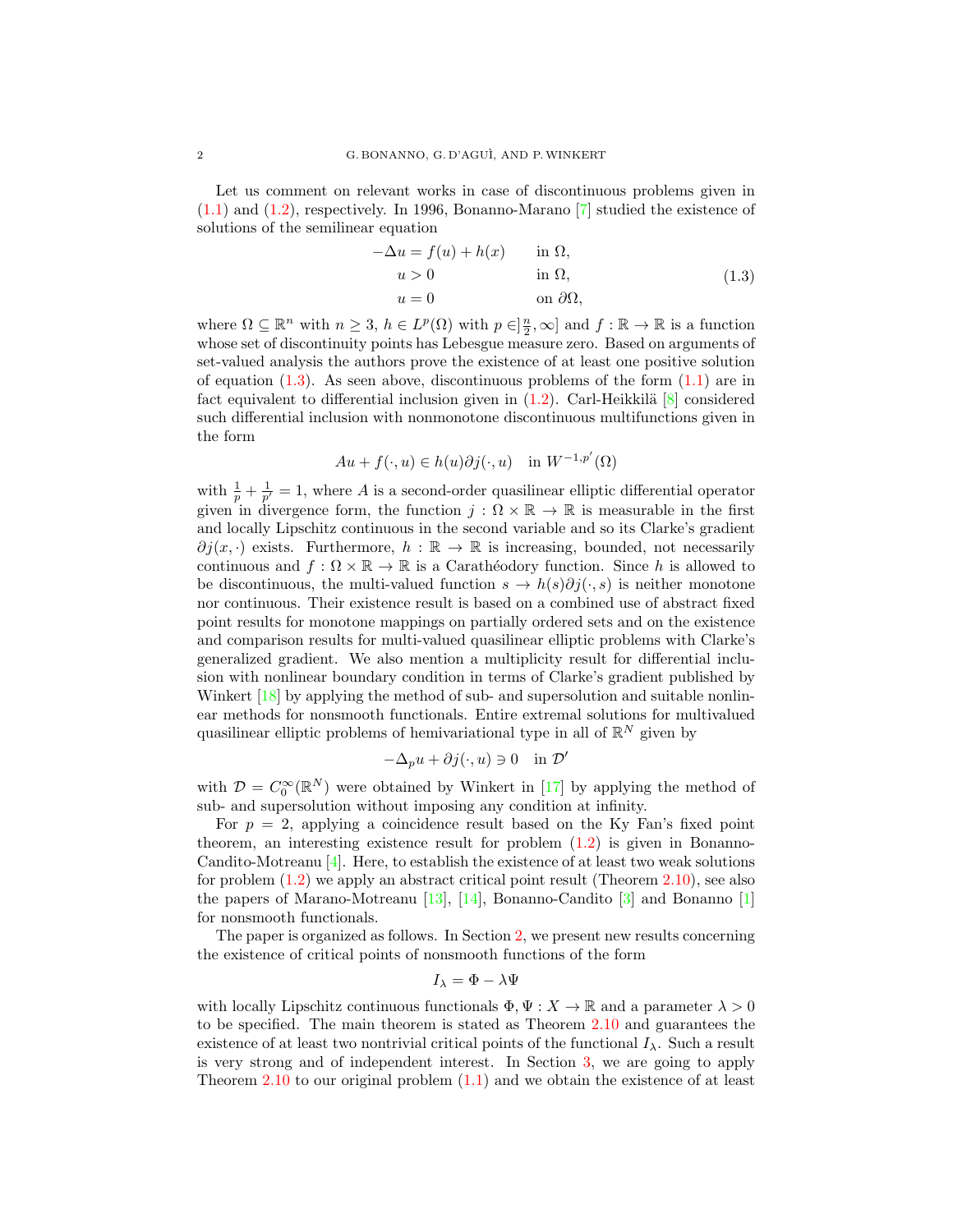Let us comment on relevant works in case of discontinuous problems given in (1.1) and (1.2), respectively. In 1996, Bonanno-Marano [7] studied the existence of solutions of the semilinear equation

$$
\begin{aligned}
-\Delta u &= f(u) + h(x) && \text{in } \Omega,\\
u &> 0 && \text{in } \Omega,\\
u &= 0 && \text{on } \partial\Omega,
\end{aligned}
\tag{1.3}
$$

where $\Omega \subseteq \mathbb{R}^n$ with $n \geq 3$, $h \in L^p(\Omega)$ with $p \in ]\frac{n}{2}, \infty]$ and $f : \mathbb{R} \to \mathbb{R}$ is a function whose set of discontinuity points has Lebesgue measure zero. Based on arguments of set-valued analysis the authors prove the existence of at least one positive solution of equation (1.3). As seen above, discontinuous problems of the form (1.1) are in fact equivalent to differential inclusion given in (1.2). Carl-Heikkilä [8] considered such differential inclusion with nonmonotone discontinuous multifunctions given in the form

$$
Au + f(\cdot, u) \in h(u)\partial j(\cdot, u) \quad \text{in } W^{-1,p'}(\Omega)
$$

with $\frac{1}{p} + \frac{1}{p'} = 1$, where $A$ is a second-order quasilinear elliptic differential operator given in divergence form, the function $j : \Omega \times \mathbb{R} \to \mathbb{R}$ is measurable in the first and locally Lipschitz continuous in the second variable and so its Clarke's gradient $\partial j(x, \cdot)$ exists. Furthermore, $h : \mathbb{R} \to \mathbb{R}$ is increasing, bounded, not necessarily continuous and $f : \Omega \times \mathbb{R} \to \mathbb{R}$ is a Carathéodory function. Since $h$ is allowed to be discontinuous, the multi-valued function $s \to h(s)\partial j(\cdot, s)$ is neither monotone nor continuous. Their existence result is based on a combined use of abstract fixed point results for monotone mappings on partially ordered sets and on the existence and comparison results for multi-valued quasilinear elliptic problems with Clarke's generalized gradient. We also mention a multiplicity result for differential inclusion with nonlinear boundary condition in terms of Clarke's gradient published by Winkert [18] by applying the method of sub- and supersolution and suitable nonlinear methods for nonsmooth functionals. Entire extremal solutions for multivalued quasilinear elliptic problems of hemivariational type in all of $\mathbb{R}^N$ given by

$$
-\Delta_p u + \partial j(\cdot, u) \ni 0 \quad \text{in } \mathcal{D}'
$$

with $\mathcal{D} = C_0^\infty(\mathbb{R}^N)$ were obtained by Winkert in [17] by applying the method of sub- and supersolution without imposing any condition at infinity.

For $p = 2$, applying a coincidence result based on the Ky Fan's fixed point theorem, an interesting existence result for problem (1.2) is given in Bonanno-Candito-Motreanu [4]. Here, to establish the existence of at least two weak solutions for problem (1.2) we apply an abstract critical point result (Theorem 2.10), see also the papers of Marano-Motreanu [13], [14], Bonanno-Candito [3] and Bonanno [1] for nonsmooth functionals.

The paper is organized as follows. In Section 2, we present new results concerning the existence of critical points of nonsmooth functions of the form

$$
I_\lambda = \Phi - \lambda\Psi
$$

with locally Lipschitz continuous functionals $\Phi, \Psi : X \to \mathbb{R}$ and a parameter $\lambda > 0$ to be specified. The main theorem is stated as Theorem 2.10 and guarantees the existence of at least two nontrivial critical points of the functional $I_\lambda$. Such a result is very strong and of independent interest. In Section 3, we are going to apply Theorem 2.10 to our original problem (1.1) and we obtain the existence of at least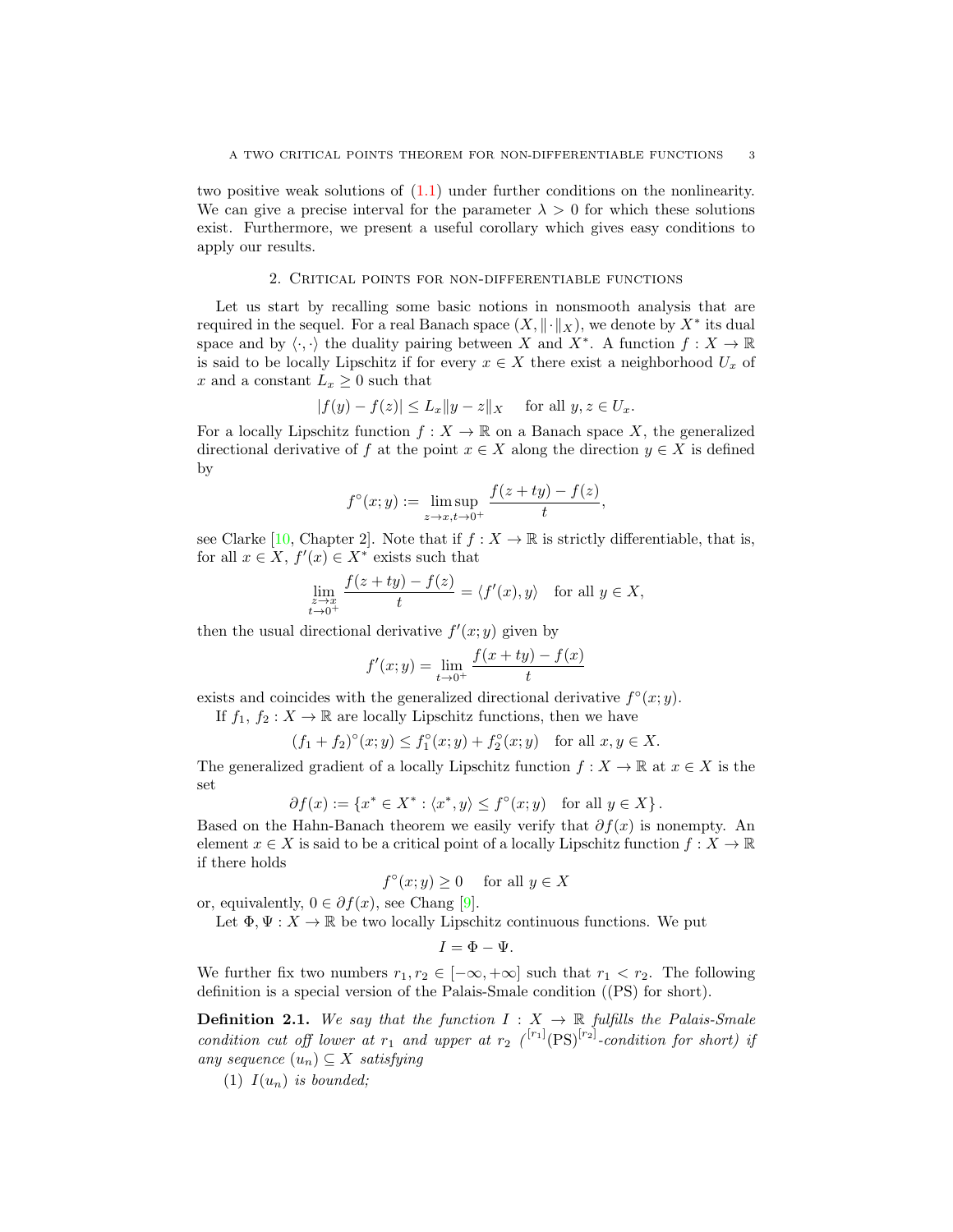two positive weak solutions of (1.1) under further conditions on the nonlinearity. We can give a precise interval for the parameter $\lambda > 0$ for which these solutions exist. Furthermore, we present a useful corollary which gives easy conditions to apply our results.

## 2. Critical points for non-differentiable functions

Let us start by recalling some basic notions in nonsmooth analysis that are required in the sequel. For a real Banach space $(X, \|\cdot\|_X)$, we denote by $X^*$ its dual space and by $\langle \cdot, \cdot \rangle$ the duality pairing between $X$ and $X^*$. A function $f : X \to \mathbb{R}$ is said to be locally Lipschitz if for every $x \in X$ there exist a neighborhood $U_x$ of $x$ and a constant $L_x \geq 0$ such that

$$|f(y) - f(z)| \leq L_x \|y - z\|_X \quad \text{for all } y, z \in U_x.$$

For a locally Lipschitz function $f : X \to \mathbb{R}$ on a Banach space $X$, the generalized directional derivative of $f$ at the point $x \in X$ along the direction $y \in X$ is defined by

$$f^\circ(x; y) := \limsup_{z \to x, t \to 0^+} \frac{f(z + ty) - f(z)}{t},$$

see Clarke [10, Chapter 2]. Note that if $f : X \to \mathbb{R}$ is strictly differentiable, that is, for all $x \in X$, $f'(x) \in X^*$ exists such that

$$\lim_{\substack{z \to x \\ t \to 0^+}} \frac{f(z + ty) - f(z)}{t} = \langle f'(x), y \rangle \quad \text{for all } y \in X,$$

then the usual directional derivative $f'(x; y)$ given by

$$f'(x; y) = \lim_{t \to 0^+} \frac{f(x + ty) - f(x)}{t}$$

exists and coincides with the generalized directional derivative $f^\circ(x; y)$.

If $f_1$, $f_2 : X \to \mathbb{R}$ are locally Lipschitz functions, then we have

$$(f_1 + f_2)^\circ(x; y) \leq f_1^\circ(x; y) + f_2^\circ(x; y) \quad \text{for all } x, y \in X.$$

The generalized gradient of a locally Lipschitz function $f : X \to \mathbb{R}$ at $x \in X$ is the set

$$\partial f(x) := \{x^* \in X^* : \langle x^*, y \rangle \leq f^\circ(x; y) \quad \text{for all } y \in X\}.$$

Based on the Hahn-Banach theorem we easily verify that $\partial f(x)$ is nonempty. An element $x \in X$ is said to be a critical point of a locally Lipschitz function $f : X \to \mathbb{R}$ if there holds

$$f^\circ(x; y) \geq 0 \quad \text{for all } y \in X$$

or, equivalently, $0 \in \partial f(x)$, see Chang [9].

Let $\Phi, \Psi : X \to \mathbb{R}$ be two locally Lipschitz continuous functions. We put

$$I = \Phi - \Psi.$$

We further fix two numbers $r_1, r_2 \in [-\infty, +\infty]$ such that $r_1 < r_2$. The following definition is a special version of the Palais-Smale condition ((PS) for short).

**Definition 2.1.** *We say that the function $I : X \to \mathbb{R}$ fulfills the Palais-Smale condition cut off lower at $r_1$ and upper at $r_2$ (${}^{[r_1]}(\mathrm{PS})^{[r_2]}$-condition for short) if any sequence $(u_n) \subseteq X$ satisfying*

1. *$I(u_n)$ is bounded;*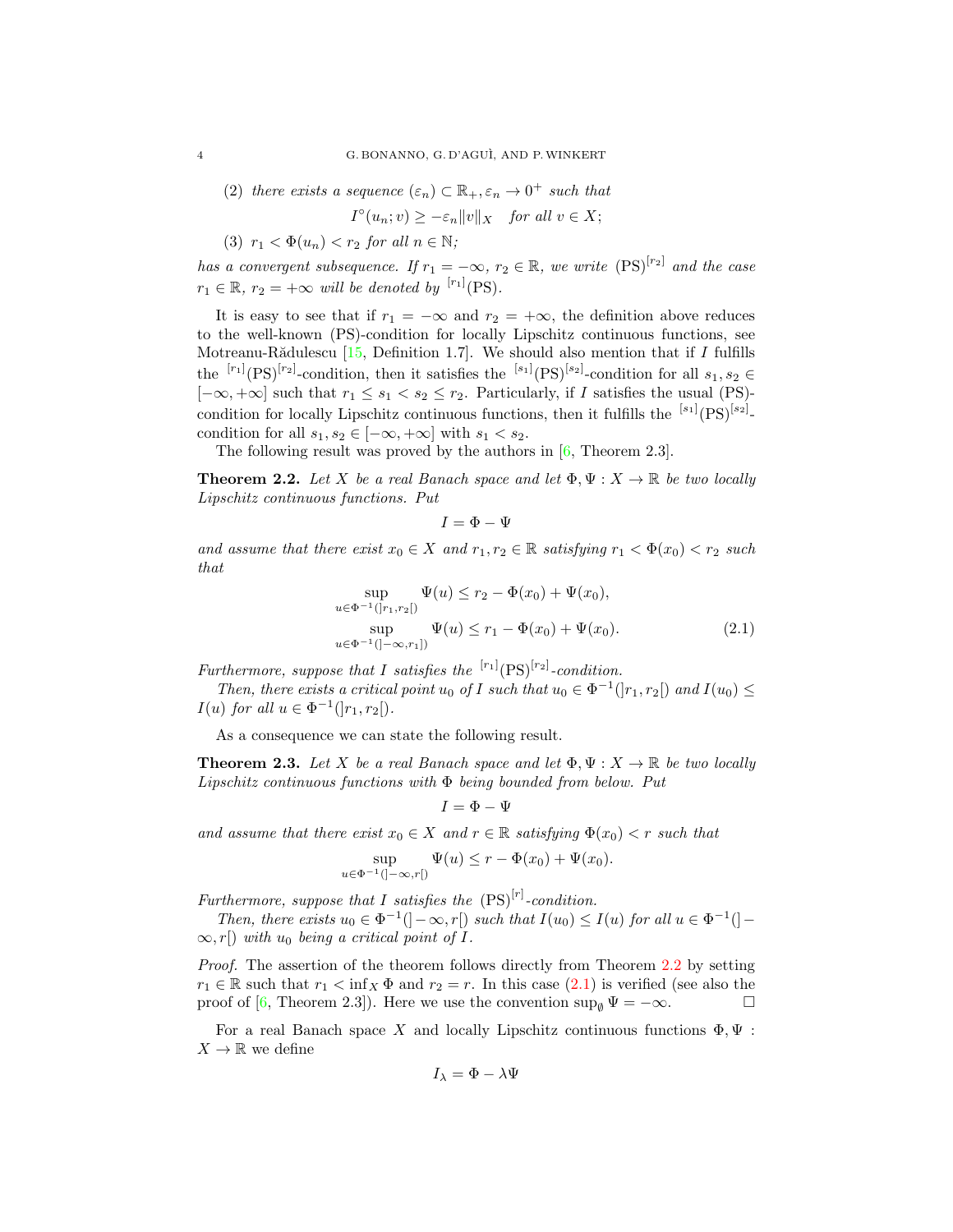(2) *there exists a sequence* $(\varepsilon_n) \subset \mathbb{R}_+, \varepsilon_n \to 0^+$ *such that*

$$I^\circ(u_n; v) \geq -\varepsilon_n \|v\|_X \quad \text{for all } v \in X;$$

(3) $r_1 < \Phi(u_n) < r_2$ *for all* $n \in \mathbb{N}$*;*

*has a convergent subsequence. If* $r_1 = -\infty$*,* $r_2 \in \mathbb{R}$*, we write* $(\mathrm{PS})^{[r_2]}$ *and the case* $r_1 \in \mathbb{R}$*,* $r_2 = +\infty$ *will be denoted by* ${}^{[r_1]}(\mathrm{PS})$*.*

It is easy to see that if $r_1 = -\infty$ and $r_2 = +\infty$, the definition above reduces to the well-known (PS)-condition for locally Lipschitz continuous functions, see Motreanu-Rădulescu [15, Definition 1.7]. We should also mention that if $I$ fulfills the ${}^{[r_1]}(\mathrm{PS})^{[r_2]}$-condition, then it satisfies the ${}^{[s_1]}(\mathrm{PS})^{[s_2]}$-condition for all $s_1, s_2 \in [-\infty, +\infty]$ such that $r_1 \leq s_1 < s_2 \leq r_2$. Particularly, if $I$ satisfies the usual (PS)-condition for locally Lipschitz continuous functions, then it fulfills the ${}^{[s_1]}(\mathrm{PS})^{[s_2]}$-condition for all $s_1, s_2 \in [-\infty, +\infty]$ with $s_1 < s_2$.

The following result was proved by the authors in [6, Theorem 2.3].

**Theorem 2.2.** *Let* $X$ *be a real Banach space and let* $\Phi, \Psi : X \to \mathbb{R}$ *be two locally Lipschitz continuous functions. Put*

$$I = \Phi - \Psi$$

*and assume that there exist* $x_0 \in X$ *and* $r_1, r_2 \in \mathbb{R}$ *satisfying* $r_1 < \Phi(x_0) < r_2$ *such that*

$$\begin{aligned}
\sup_{u \in \Phi^{-1}(]r_1, r_2[)} \Psi(u) &\leq r_2 - \Phi(x_0) + \Psi(x_0), \\
\sup_{u \in \Phi^{-1}(]-\infty, r_1])} \Psi(u) &\leq r_1 - \Phi(x_0) + \Psi(x_0).
\end{aligned} \tag{2.1}$$

*Furthermore, suppose that* $I$ *satisfies the* ${}^{[r_1]}(\mathrm{PS})^{[r_2]}$*-condition.*

*Then, there exists a critical point* $u_0$ *of* $I$ *such that* $u_0 \in \Phi^{-1}(]r_1, r_2[)$ *and* $I(u_0) \leq I(u)$ *for all* $u \in \Phi^{-1}(]r_1, r_2[)$*.*

As a consequence we can state the following result.

**Theorem 2.3.** *Let* $X$ *be a real Banach space and let* $\Phi, \Psi : X \to \mathbb{R}$ *be two locally Lipschitz continuous functions with* $\Phi$ *being bounded from below. Put*

$$I = \Phi - \Psi$$

*and assume that there exist* $x_0 \in X$ *and* $r \in \mathbb{R}$ *satisfying* $\Phi(x_0) < r$ *such that*

$$\sup_{u \in \Phi^{-1}(]-\infty, r[)} \Psi(u) \leq r - \Phi(x_0) + \Psi(x_0).$$

*Furthermore, suppose that* $I$ *satisfies the* $(\mathrm{PS})^{[r]}$*-condition.*

*Then, there exists* $u_0 \in \Phi^{-1}(]-\infty, r[)$ *such that* $I(u_0) \leq I(u)$ *for all* $u \in \Phi^{-1}(]-\infty, r[)$ *with* $u_0$ *being a critical point of* $I$*.*

*Proof.* The assertion of the theorem follows directly from Theorem 2.2 by setting $r_1 \in \mathbb{R}$ such that $r_1 < \inf_X \Phi$ and $r_2 = r$. In this case (2.1) is verified (see also the proof of [6, Theorem 2.3]). Here we use the convention $\sup_\emptyset \Psi = -\infty$. $\square$

For a real Banach space $X$ and locally Lipschitz continuous functions $\Phi, \Psi : X \to \mathbb{R}$ we define

$$I_\lambda = \Phi - \lambda\Psi$$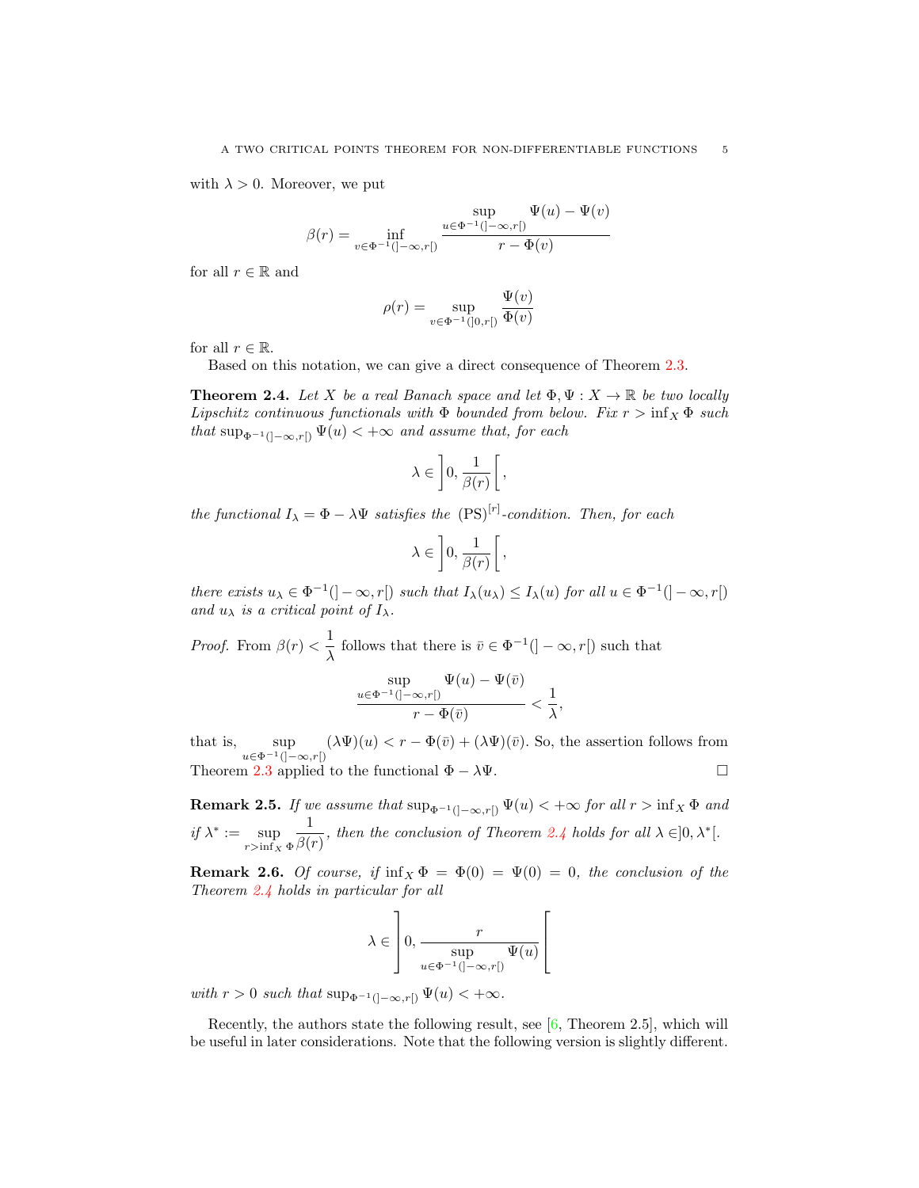with $\lambda > 0$. Moreover, we put

$$\beta(r) = \inf_{v \in \Phi^{-1}(]-\infty, r[)} \frac{\sup_{u \in \Phi^{-1}(]-\infty, r[)} \Psi(u) - \Psi(v)}{r - \Phi(v)}$$

for all $r \in \mathbb{R}$ and

$$\rho(r) = \sup_{v \in \Phi^{-1}(]0, r[)} \frac{\Psi(v)}{\Phi(v)}$$

for all $r \in \mathbb{R}$.

Based on this notation, we can give a direct consequence of Theorem 2.3.

**Theorem 2.4.** *Let $X$ be a real Banach space and let $\Phi, \Psi : X \to \mathbb{R}$ be two locally Lipschitz continuous functionals with $\Phi$ bounded from below. Fix $r > \inf_X \Phi$ such that $\sup_{\Phi^{-1}(]-\infty, r[)} \Psi(u) < +\infty$ and assume that, for each*

$$\lambda \in \left]0, \frac{1}{\beta(r)}\right[,$$

*the functional $I_\lambda = \Phi - \lambda\Psi$ satisfies the $(\mathrm{PS})^{[r]}$-condition. Then, for each*

$$\lambda \in \left]0, \frac{1}{\beta(r)}\right[,$$

*there exists $u_\lambda \in \Phi^{-1}(]-\infty, r[)$ such that $I_\lambda(u_\lambda) \le I_\lambda(u)$ for all $u \in \Phi^{-1}(]-\infty, r[)$ and $u_\lambda$ is a critical point of $I_\lambda$.*

*Proof.* From $\beta(r) < \dfrac{1}{\lambda}$ follows that there is $\bar{v} \in \Phi^{-1}(]-\infty, r[)$ such that

$$\frac{\sup_{u \in \Phi^{-1}(]-\infty, r[)} \Psi(u) - \Psi(\bar{v})}{r - \Phi(\bar{v})} < \frac{1}{\lambda},$$

that is, $\sup_{u \in \Phi^{-1}(]-\infty, r[)} (\lambda\Psi)(u) < r - \Phi(\bar{v}) + (\lambda\Psi)(\bar{v})$. So, the assertion follows from Theorem 2.3 applied to the functional $\Phi - \lambda\Psi$. □

**Remark 2.5.** *If we assume that $\sup_{\Phi^{-1}(]-\infty, r[)} \Psi(u) < +\infty$ for all $r > \inf_X \Phi$ and if $\lambda^* := \sup_{r > \inf_X \Phi} \dfrac{1}{\beta(r)}$, then the conclusion of Theorem 2.4 holds for all $\lambda \in ]0, \lambda^*[$.*

**Remark 2.6.** *Of course, if $\inf_X \Phi = \Phi(0) = \Psi(0) = 0$, the conclusion of the Theorem 2.4 holds in particular for all*

$$\lambda \in \left]0, \frac{r}{\sup_{u \in \Phi^{-1}(]-\infty, r[)} \Psi(u)}\right[$$

*with $r > 0$ such that $\sup_{\Phi^{-1}(]-\infty, r[)} \Psi(u) < +\infty$.*

Recently, the authors state the following result, see [6, Theorem 2.5], which will be useful in later considerations. Note that the following version is slightly different.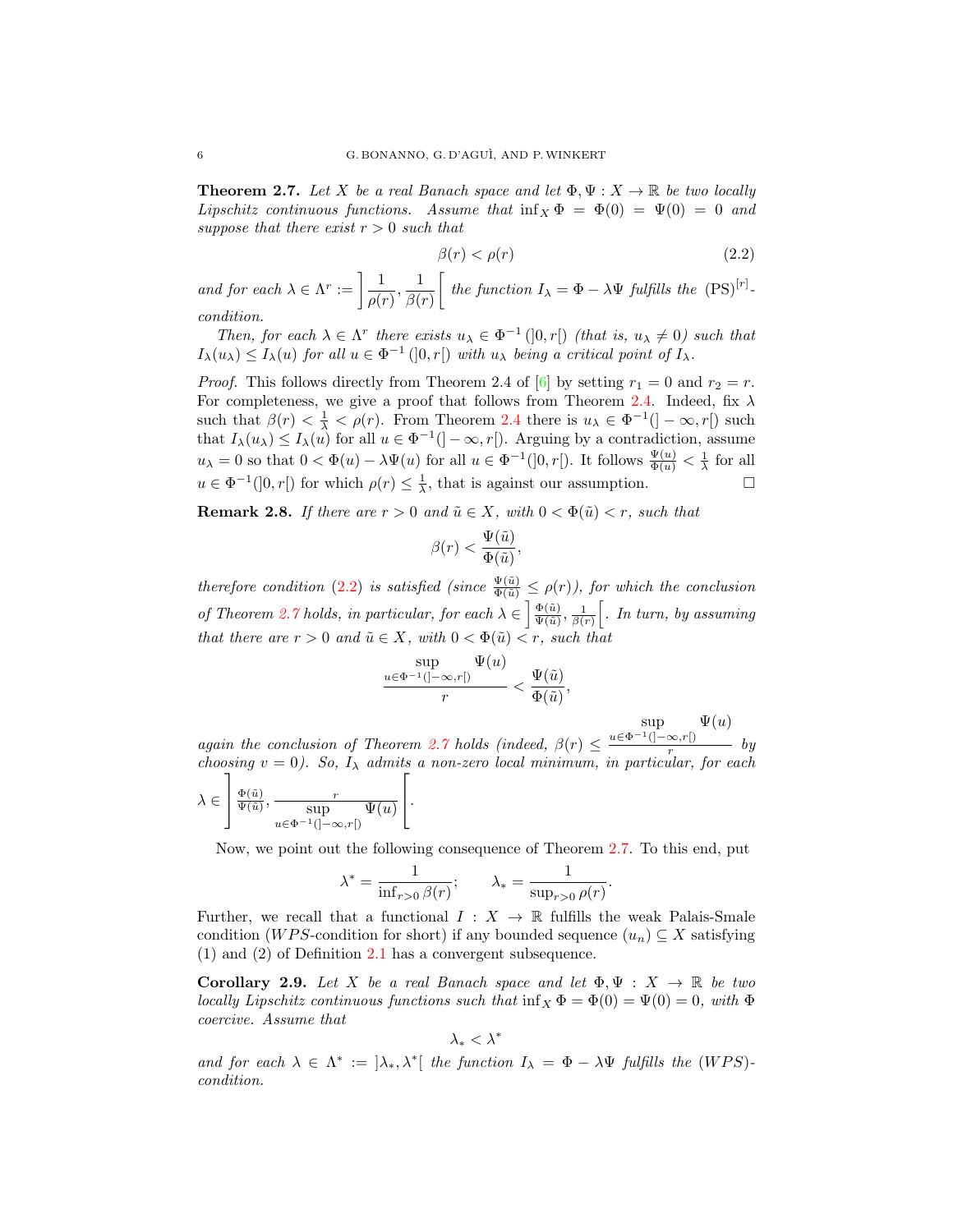**Theorem 2.7.** *Let $X$ be a real Banach space and let $\Phi, \Psi : X \to \mathbb{R}$ be two locally Lipschitz continuous functions. Assume that $\inf_X \Phi = \Phi(0) = \Psi(0) = 0$ and suppose that there exist $r > 0$ such that*

$$\beta(r) < \rho(r) \tag{2.2}$$

*and for each $\lambda \in \Lambda^r := \left]\frac{1}{\rho(r)}, \frac{1}{\beta(r)}\right[$ the function $I_\lambda = \Phi - \lambda\Psi$ fulfills the $(\mathrm{PS})^{[r]}$-condition.*

*Then, for each $\lambda \in \Lambda^r$ there exists $u_\lambda \in \Phi^{-1}(]0, r[)$ (that is, $u_\lambda \neq 0$) such that $I_\lambda(u_\lambda) \leq I_\lambda(u)$ for all $u \in \Phi^{-1}(]0, r[)$ with $u_\lambda$ being a critical point of $I_\lambda$.*

*Proof.* This follows directly from Theorem 2.4 of [6] by setting $r_1 = 0$ and $r_2 = r$. For completeness, we give a proof that follows from Theorem 2.4. Indeed, fix $\lambda$ such that $\beta(r) < \frac{1}{\lambda} < \rho(r)$. From Theorem 2.4 there is $u_\lambda \in \Phi^{-1}(] - \infty, r[)$ such that $I_\lambda(u_\lambda) \leq I_\lambda(u)$ for all $u \in \Phi^{-1}(] - \infty, r[)$. Arguing by a contradiction, assume $u_\lambda = 0$ so that $0 < \Phi(u) - \lambda\Psi(u)$ for all $u \in \Phi^{-1}(]0, r[)$. It follows $\frac{\Psi(u)}{\Phi(u)} < \frac{1}{\lambda}$ for all $u \in \Phi^{-1}(]0, r[)$ for which $\rho(r) \leq \frac{1}{\lambda}$, that is against our assumption. $\square$

**Remark 2.8.** *If there are $r > 0$ and $\tilde{u} \in X$, with $0 < \Phi(\tilde{u}) < r$, such that*

$$\beta(r) < \frac{\Psi(\tilde{u})}{\Phi(\tilde{u})},$$

*therefore condition (2.2) is satisfied (since $\frac{\Psi(\tilde{u})}{\Phi(\tilde{u})} \leq \rho(r)$), for which the conclusion of Theorem 2.7 holds, in particular, for each $\lambda \in \left]\frac{\Phi(\tilde{u})}{\Psi(\tilde{u})}, \frac{1}{\beta(r)}\right[$. In turn, by assuming that there are $r > 0$ and $\tilde{u} \in X$, with $0 < \Phi(\tilde{u}) < r$, such that*

$$\frac{\sup\limits_{u \in \Phi^{-1}(]-\infty, r[)} \Psi(u)}{r} < \frac{\Psi(\tilde{u})}{\Phi(\tilde{u})},$$

*again the conclusion of Theorem 2.7 holds (indeed, $\beta(r) \leq \frac{\sup_{u \in \Phi^{-1}(]-\infty, r[)} \Psi(u)}{r}$ by choosing $v = 0$). So, $I_\lambda$ admits a non-zero local minimum, in particular, for each $\lambda \in \left]\frac{\Phi(\tilde{u})}{\Psi(\tilde{u})}, \frac{r}{\sup_{u \in \Phi^{-1}(]-\infty, r[)} \Psi(u)}\right[$.*

Now, we point out the following consequence of Theorem 2.7. To this end, put

$$\lambda^* = \frac{1}{\inf_{r>0} \beta(r)}; \qquad \lambda_* = \frac{1}{\sup_{r>0} \rho(r)}.$$

Further, we recall that a functional $I : X \to \mathbb{R}$ fulfills the weak Palais-Smale condition ($WPS$-condition for short) if any bounded sequence $(u_n) \subseteq X$ satisfying (1) and (2) of Definition 2.1 has a convergent subsequence.

**Corollary 2.9.** *Let $X$ be a real Banach space and let $\Phi, \Psi : X \to \mathbb{R}$ be two locally Lipschitz continuous functions such that $\inf_X \Phi = \Phi(0) = \Psi(0) = 0$, with $\Phi$ coercive. Assume that*

$$\lambda_* < \lambda^*$$

*and for each $\lambda \in \Lambda^* := ]\lambda_*, \lambda^*[$ the function $I_\lambda = \Phi - \lambda\Psi$ fulfills the $(WPS)$-condition.*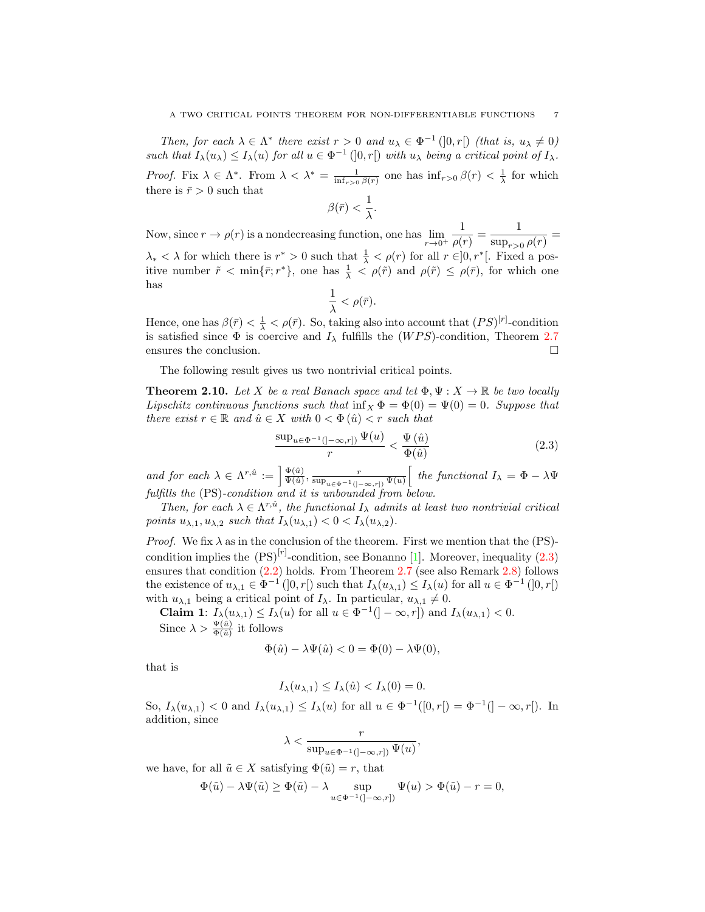*Then, for each $\lambda \in \Lambda^*$ there exist $r > 0$ and $u_\lambda \in \Phi^{-1}(]0, r[)$ (that is, $u_\lambda \neq 0$) such that $I_\lambda(u_\lambda) \leq I_\lambda(u)$ for all $u \in \Phi^{-1}(]0, r[)$ with $u_\lambda$ being a critical point of $I_\lambda$.*

*Proof.* Fix $\lambda \in \Lambda^*$. From $\lambda < \lambda^* = \frac{1}{\inf_{r>0} \beta(r)}$ one has $\inf_{r>0} \beta(r) < \frac{1}{\lambda}$ for which there is $\bar{r} > 0$ such that

$$\beta(\bar{r}) < \frac{1}{\lambda}.$$

Now, since $r \to \rho(r)$ is a nondecreasing function, one has $\lim_{r\to 0^+} \frac{1}{\rho(r)} = \frac{1}{\sup_{r>0} \rho(r)} = \lambda_* < \lambda$ for which there is $r^* > 0$ such that $\frac{1}{\lambda} < \rho(r)$ for all $r \in ]0, r^*[$. Fixed a positive number $\tilde{r} < \min\{\bar{r}; r^*\}$, one has $\frac{1}{\lambda} < \rho(\tilde{r})$ and $\rho(\tilde{r}) \leq \rho(\bar{r})$, for which one has

$$\frac{1}{\lambda} < \rho(\bar{r}).$$

Hence, one has $\beta(\bar{r}) < \frac{1}{\lambda} < \rho(\bar{r})$. So, taking also into account that $(PS)^{[\bar{r}]}$-condition is satisfied since $\Phi$ is coercive and $I_\lambda$ fulfills the $(WPS)$-condition, Theorem 2.7 ensures the conclusion. □

The following result gives us two nontrivial critical points.

**Theorem 2.10.** *Let $X$ be a real Banach space and let $\Phi, \Psi : X \to \mathbb{R}$ be two locally Lipschitz continuous functions such that $\inf_X \Phi = \Phi(0) = \Psi(0) = 0$. Suppose that there exist $r \in \mathbb{R}$ and $\hat{u} \in X$ with $0 < \Phi(\hat{u}) < r$ such that*

$$\frac{\sup_{u\in\Phi^{-1}(]-\infty,r])} \Psi(u)}{r} < \frac{\Psi(\hat{u})}{\Phi(\hat{u})} \tag{2.3}$$

*and for each $\lambda \in \Lambda^{r,\hat{u}} := \left]\frac{\Phi(\hat{u})}{\Psi(\hat{u})}, \frac{r}{\sup_{u\in\Phi^{-1}(]-\infty,r])} \Psi(u)}\right[$ the functional $I_\lambda = \Phi - \lambda\Psi$ fulfills the (PS)-condition and it is unbounded from below.*

*Then, for each $\lambda \in \Lambda^{r,\hat{u}}$, the functional $I_\lambda$ admits at least two nontrivial critical points $u_{\lambda,1}, u_{\lambda,2}$ such that $I_\lambda(u_{\lambda,1}) < 0 < I_\lambda(u_{\lambda,2})$.*

*Proof.* We fix $\lambda$ as in the conclusion of the theorem. First we mention that the (PS)-condition implies the $(\mathrm{PS})^{[r]}$-condition, see Bonanno [1]. Moreover, inequality (2.3) ensures that condition (2.2) holds. From Theorem 2.7 (see also Remark 2.8) follows the existence of $u_{\lambda,1} \in \Phi^{-1}(]0, r[)$ such that $I_\lambda(u_{\lambda,1}) \leq I_\lambda(u)$ for all $u \in \Phi^{-1}(]0, r[)$ with $u_{\lambda,1}$ being a critical point of $I_\lambda$. In particular, $u_{\lambda,1} \neq 0$.

**Claim 1**: $I_\lambda(u_{\lambda,1}) \leq I_\lambda(u)$ for all $u \in \Phi^{-1}(]-\infty, r])$ and $I_\lambda(u_{\lambda,1}) < 0$.

Since $\lambda > \frac{\Psi(\hat{u})}{\Phi(\hat{u})}$ it follows

$$\Phi(\hat{u}) - \lambda\Psi(\hat{u}) < 0 = \Phi(0) - \lambda\Psi(0),$$

that is

$$I_\lambda(u_{\lambda,1}) \leq I_\lambda(\hat{u}) < I_\lambda(0) = 0.$$

So, $I_\lambda(u_{\lambda,1}) < 0$ and $I_\lambda(u_{\lambda,1}) \leq I_\lambda(u)$ for all $u \in \Phi^{-1}([0, r[) = \Phi^{-1}(]-\infty, r[)$. In addition, since

$$\lambda < \frac{r}{\sup_{u\in\Phi^{-1}(]-\infty,r])} \Psi(u)},$$

we have, for all $\tilde{u} \in X$ satisfying $\Phi(\tilde{u}) = r$, that

$$\Phi(\tilde{u}) - \lambda\Psi(\tilde{u}) \geq \Phi(\tilde{u}) - \lambda \sup_{u\in\Phi^{-1}(]-\infty,r])} \Psi(u) > \Phi(\tilde{u}) - r = 0,$$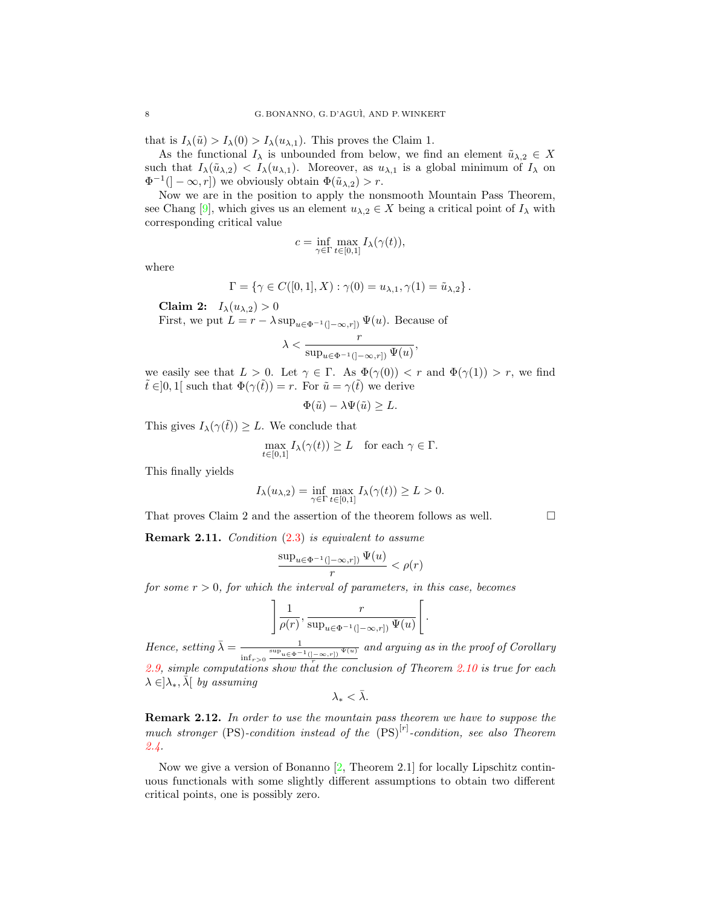that is $I_\lambda(\tilde{u}) > I_\lambda(0) > I_\lambda(u_{\lambda,1})$. This proves the Claim 1.

As the functional $I_\lambda$ is unbounded from below, we find an element $\tilde{u}_{\lambda,2} \in X$ such that $I_\lambda(\tilde{u}_{\lambda,2}) < I_\lambda(u_{\lambda,1})$. Moreover, as $u_{\lambda,1}$ is a global minimum of $I_\lambda$ on $\Phi^{-1}(]-\infty, r])$ we obviously obtain $\Phi(\tilde{u}_{\lambda,2}) > r$.

Now we are in the position to apply the nonsmooth Mountain Pass Theorem, see Chang [9], which gives us an element $u_{\lambda,2} \in X$ being a critical point of $I_\lambda$ with corresponding critical value

$$c = \inf_{\gamma\in\Gamma} \max_{t\in[0,1]} I_\lambda(\gamma(t)),$$

where

$$\Gamma = \{\gamma \in C([0,1], X) : \gamma(0) = u_{\lambda,1}, \gamma(1) = \tilde{u}_{\lambda,2}\}.$$

**Claim 2:** $I_\lambda(u_{\lambda,2}) > 0$

First, we put $L = r - \lambda \sup_{u\in\Phi^{-1}(]-\infty,r])} \Psi(u)$. Because of

$$\lambda < \frac{r}{\sup_{u\in\Phi^{-1}(]-\infty,r])} \Psi(u)},$$

we easily see that $L > 0$. Let $\gamma \in \Gamma$. As $\Phi(\gamma(0)) < r$ and $\Phi(\gamma(1)) > r$, we find $\tilde{t} \in ]0,1[$ such that $\Phi(\gamma(\tilde{t})) = r$. For $\tilde{u} = \gamma(\tilde{t})$ we derive

$$\Phi(\tilde{u}) - \lambda\Psi(\tilde{u}) \geq L.$$

This gives $I_\lambda(\gamma(\tilde{t})) \geq L$. We conclude that

$$\max_{t\in[0,1]} I_\lambda(\gamma(t)) \geq L \quad \text{for each } \gamma \in \Gamma.$$

This finally yields

$$I_\lambda(u_{\lambda,2}) = \inf_{\gamma\in\Gamma} \max_{t\in[0,1]} I_\lambda(\gamma(t)) \geq L > 0.$$

That proves Claim 2 and the assertion of the theorem follows as well. $\square$

**Remark 2.11.** *Condition* (2.3) *is equivalent to assume*

$$\frac{\sup_{u\in\Phi^{-1}(]-\infty,r])} \Psi(u)}{r} < \rho(r)$$

*for some $r > 0$, for which the interval of parameters, in this case, becomes*

$$\left] \frac{1}{\rho(r)}, \frac{r}{\sup_{u\in\Phi^{-1}(]-\infty,r])} \Psi(u)} \right[.$$

*Hence, setting $\bar{\lambda} = \frac{1}{\inf_{r>0} \frac{\sup_{u\in\Phi^{-1}(]-\infty,r])} \Psi(u)}{r}}$ and arguing as in the proof of Corollary 2.9, simple computations show that the conclusion of Theorem 2.10 is true for each $\lambda \in ]\lambda_*, \bar{\lambda}[$ by assuming*

$$\lambda_* < \bar{\lambda}.$$

**Remark 2.12.** *In order to use the mountain pass theorem we have to suppose the much stronger* (PS)*-condition instead of the* $(\mathrm{PS})^{[r]}$*-condition, see also Theorem 2.4.*

Now we give a version of Bonanno [2, Theorem 2.1] for locally Lipschitz continuous functionals with some slightly different assumptions to obtain two different critical points, one is possibly zero.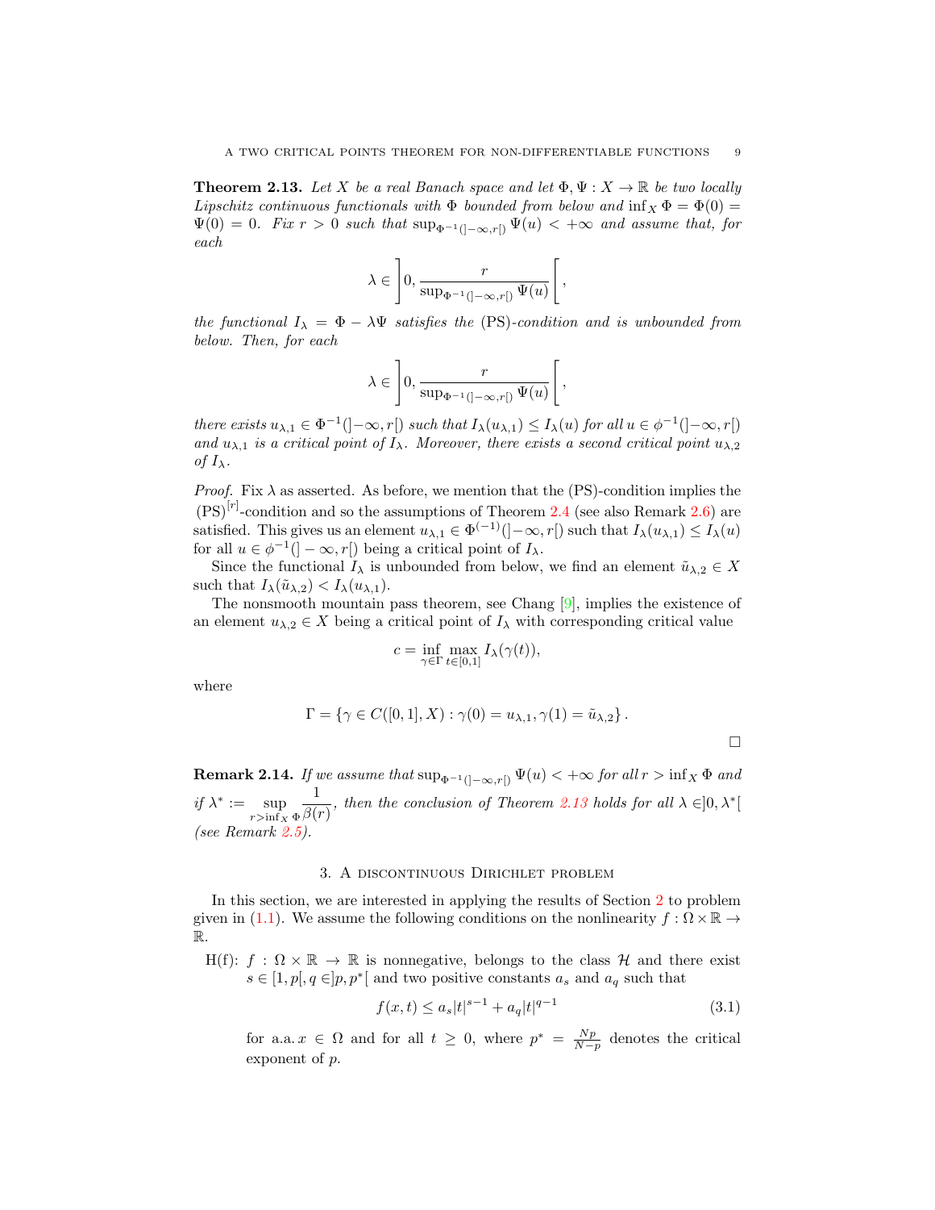**Theorem 2.13.** *Let $X$ be a real Banach space and let $\Phi, \Psi : X \to \mathbb{R}$ be two locally Lipschitz continuous functionals with $\Phi$ bounded from below and $\inf_X \Phi = \Phi(0) = \Psi(0) = 0$. Fix $r > 0$ such that $\sup_{\Phi^{-1}(]-\infty,r[)} \Psi(u) < +\infty$ and assume that, for each*

$$\lambda \in \left]0, \frac{r}{\sup_{\Phi^{-1}(]-\infty,r[)} \Psi(u)}\right[,$$

*the functional $I_\lambda = \Phi - \lambda\Psi$ satisfies the* (PS)*-condition and is unbounded from below. Then, for each*

$$\lambda \in \left]0, \frac{r}{\sup_{\Phi^{-1}(]-\infty,r[)} \Psi(u)}\right[,$$

*there exists $u_{\lambda,1} \in \Phi^{-1}(]-\infty, r[)$ such that $I_\lambda(u_{\lambda,1}) \le I_\lambda(u)$ for all $u \in \phi^{-1}(]-\infty, r[)$ and $u_{\lambda,1}$ is a critical point of $I_\lambda$. Moreover, there exists a second critical point $u_{\lambda,2}$ of $I_\lambda$.*

*Proof.* Fix $\lambda$ as asserted. As before, we mention that the (PS)-condition implies the $(\mathrm{PS})^{[r]}$-condition and so the assumptions of Theorem 2.4 (see also Remark 2.6) are satisfied. This gives us an element $u_{\lambda,1} \in \Phi^{(-1)}(]-\infty, r[)$ such that $I_\lambda(u_{\lambda,1}) \le I_\lambda(u)$ for all $u \in \phi^{-1}(]-\infty, r[)$ being a critical point of $I_\lambda$.

Since the functional $I_\lambda$ is unbounded from below, we find an element $\tilde{u}_{\lambda,2} \in X$ such that $I_\lambda(\tilde{u}_{\lambda,2}) < I_\lambda(u_{\lambda,1})$.

The nonsmooth mountain pass theorem, see Chang [9], implies the existence of an element $u_{\lambda,2} \in X$ being a critical point of $I_\lambda$ with corresponding critical value

$$c = \inf_{\gamma \in \Gamma} \max_{t \in [0,1]} I_\lambda(\gamma(t)),$$

where

$$\Gamma = \{\gamma \in C([0,1], X) : \gamma(0) = u_{\lambda,1}, \gamma(1) = \tilde{u}_{\lambda,2}\}.$$

□

**Remark 2.14.** *If we assume that $\sup_{\Phi^{-1}(]-\infty,r[)} \Psi(u) < +\infty$ for all $r > \inf_X \Phi$ and if $\lambda^* := \sup_{r > \inf_X \Phi} \dfrac{1}{\beta(r)}$, then the conclusion of Theorem 2.13 holds for all $\lambda \in ]0, \lambda^*[$ (see Remark 2.5).*

## 3. A discontinuous Dirichlet problem

In this section, we are interested in applying the results of Section 2 to problem given in (1.1). We assume the following conditions on the nonlinearity $f : \Omega \times \mathbb{R} \to \mathbb{R}$.

H(f): $f : \Omega \times \mathbb{R} \to \mathbb{R}$ is nonnegative, belongs to the class $\mathcal{H}$ and there exist $s \in [1, p[, q \in ]p, p^*[$ and two positive constants $a_s$ and $a_q$ such that

$$f(x,t) \le a_s|t|^{s-1} + a_q|t|^{q-1} \tag{3.1}$$

for a.a. $x \in \Omega$ and for all $t \ge 0$, where $p^* = \frac{Np}{N-p}$ denotes the critical exponent of $p$.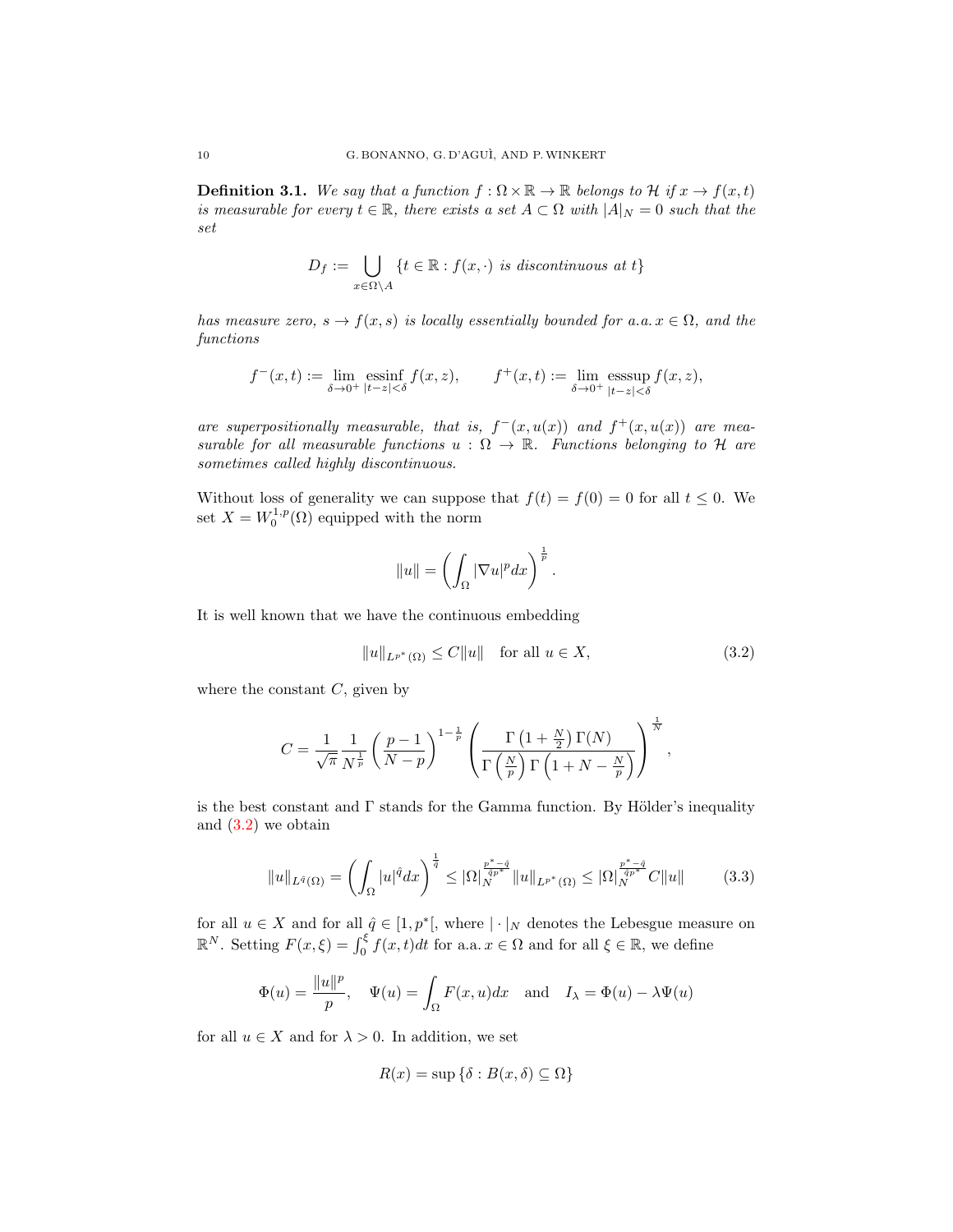**Definition 3.1.** *We say that a function $f : \Omega \times \mathbb{R} \to \mathbb{R}$ belongs to $\mathcal{H}$ if $x \to f(x,t)$ is measurable for every $t \in \mathbb{R}$, there exists a set $A \subset \Omega$ with $|A|_N = 0$ such that the set*

$$D_f := \bigcup_{x \in \Omega \setminus A} \{t \in \mathbb{R} : f(x,\cdot) \text{ is discontinuous at } t\}$$

*has measure zero, $s \to f(x,s)$ is locally essentially bounded for a.a. $x \in \Omega$, and the functions*

$$f^-(x,t) := \lim_{\delta \to 0^+} \operatorname*{essinf}_{|t-z|<\delta} f(x,z), \qquad f^+(x,t) := \lim_{\delta \to 0^+} \operatorname*{esssup}_{|t-z|<\delta} f(x,z),$$

*are superpositionally measurable, that is, $f^-(x,u(x))$ and $f^+(x,u(x))$ are measurable for all measurable functions $u : \Omega \to \mathbb{R}$. Functions belonging to $\mathcal{H}$ are sometimes called highly discontinuous.*

Without loss of generality we can suppose that $f(t) = f(0) = 0$ for all $t \leq 0$. We set $X = W_0^{1,p}(\Omega)$ equipped with the norm

$$\|u\| = \left( \int_\Omega |\nabla u|^p dx \right)^{\frac{1}{p}}.$$

It is well known that we have the continuous embedding

$$\|u\|_{L^{p^*}(\Omega)} \leq C\|u\| \quad \text{for all } u \in X, \tag{3.2}$$

where the constant $C$, given by

$$C = \frac{1}{\sqrt{\pi}} \frac{1}{N^{\frac{1}{p}}} \left( \frac{p-1}{N-p} \right)^{1-\frac{1}{p}} \left( \frac{\Gamma\left(1+\frac{N}{2}\right)\Gamma(N)}{\Gamma\left(\frac{N}{p}\right)\Gamma\left(1+N-\frac{N}{p}\right)} \right)^{\frac{1}{N}},$$

is the best constant and $\Gamma$ stands for the Gamma function. By Hölder's inequality and (3.2) we obtain

$$\|u\|_{L^{\hat{q}}(\Omega)} = \left( \int_\Omega |u|^{\hat{q}} dx \right)^{\frac{1}{\hat{q}}} \leq |\Omega|_N^{\frac{p^*-\hat{q}}{\hat{q}p^*}} \|u\|_{L^{p^*}(\Omega)} \leq |\Omega|_N^{\frac{p^*-\hat{q}}{\hat{q}p^*}} C\|u\| \tag{3.3}$$

for all $u \in X$ and for all $\hat{q} \in [1, p^*[$, where $|\cdot|_N$ denotes the Lebesgue measure on $\mathbb{R}^N$. Setting $F(x,\xi) = \int_0^\xi f(x,t)dt$ for a.a. $x \in \Omega$ and for all $\xi \in \mathbb{R}$, we define

$$\Phi(u) = \frac{\|u\|^p}{p}, \quad \Psi(u) = \int_\Omega F(x,u)dx \quad \text{and} \quad I_\lambda = \Phi(u) - \lambda\Psi(u)$$

for all $u \in X$ and for $\lambda > 0$. In addition, we set

$$R(x) = \sup\{\delta : B(x,\delta) \subseteq \Omega\}$$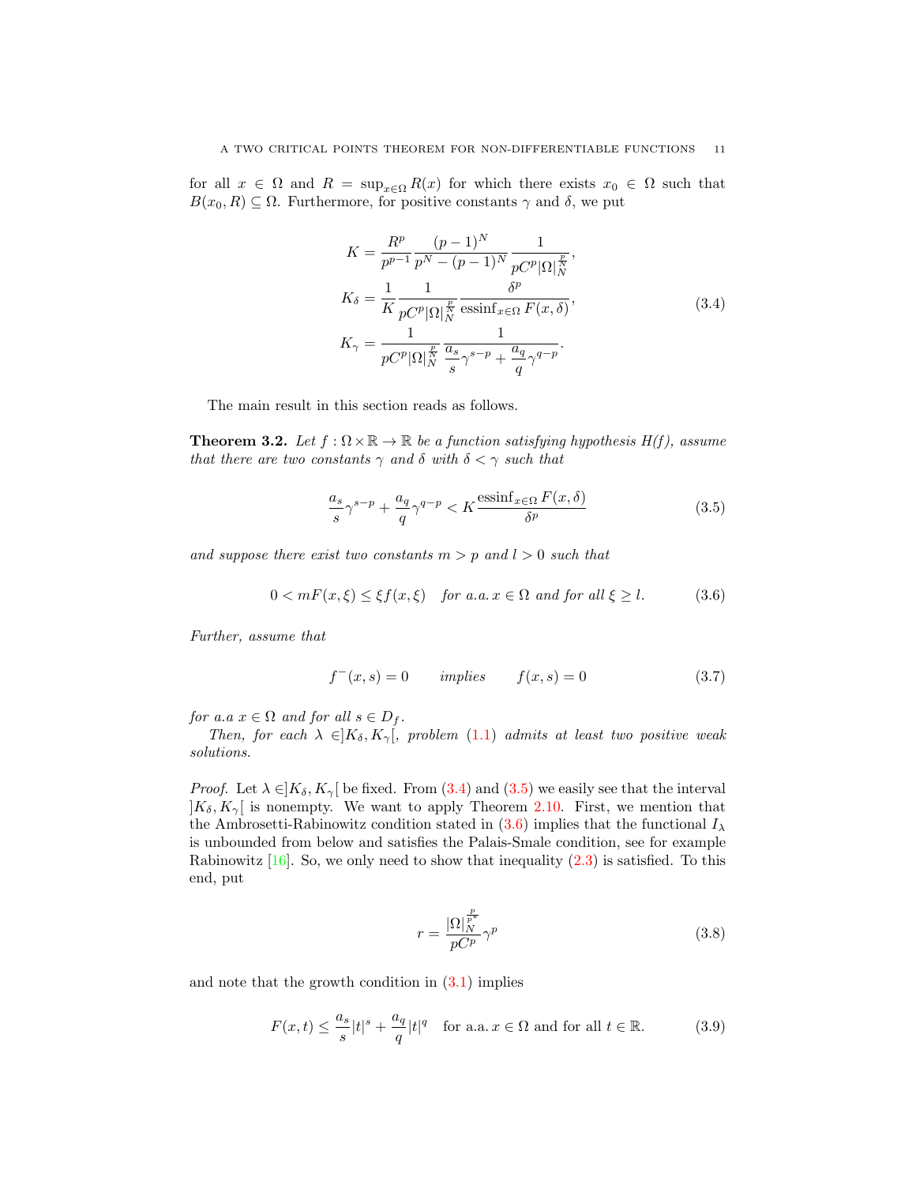for all $x \in \Omega$ and $R = \sup_{x\in\Omega} R(x)$ for which there exists $x_0 \in \Omega$ such that $B(x_0, R) \subseteq \Omega$. Furthermore, for positive constants $\gamma$ and $\delta$, we put

$$
\begin{aligned}
K &= \frac{R^p}{p^{p-1}} \frac{(p-1)^N}{p^N - (p-1)^N} \frac{1}{pC^p |\Omega|_N^{\frac{p}{N}}}, \\
K_\delta &= \frac{1}{K} \frac{1}{pC^p |\Omega|_N^{\frac{p}{N}}} \frac{\delta^p}{\operatorname{essinf}_{x\in\Omega} F(x,\delta)}, \\
K_\gamma &= \frac{1}{pC^p |\Omega|_N^{\frac{p}{N}}} \frac{1}{\dfrac{a_s}{s}\gamma^{s-p} + \dfrac{a_q}{q}\gamma^{q-p}}.
\end{aligned}
\tag{3.4}
$$

The main result in this section reads as follows.

**Theorem 3.2.** *Let $f : \Omega \times \mathbb{R} \to \mathbb{R}$ be a function satisfying hypothesis H(f), assume that there are two constants $\gamma$ and $\delta$ with $\delta < \gamma$ such that*

$$
\frac{a_s}{s}\gamma^{s-p} + \frac{a_q}{q}\gamma^{q-p} < K \frac{\operatorname{essinf}_{x\in\Omega} F(x,\delta)}{\delta^p} \tag{3.5}
$$

*and suppose there exist two constants $m > p$ and $l > 0$ such that*

$$
0 < mF(x,\xi) \leq \xi f(x,\xi) \quad \text{for a.a. } x \in \Omega \text{ and for all } \xi \geq l. \tag{3.6}
$$

*Further, assume that*

$$
f^-(x,s) = 0 \qquad \text{implies} \qquad f(x,s) = 0 \tag{3.7}
$$

*for a.a $x \in \Omega$ and for all $s \in D_f$.*

*Then, for each $\lambda \in ]K_\delta, K_\gamma[$, problem (1.1) admits at least two positive weak solutions.*

*Proof.* Let $\lambda \in ]K_\delta, K_\gamma[$ be fixed. From (3.4) and (3.5) we easily see that the interval $]K_\delta, K_\gamma[$ is nonempty. We want to apply Theorem 2.10. First, we mention that the Ambrosetti-Rabinowitz condition stated in (3.6) implies that the functional $I_\lambda$ is unbounded from below and satisfies the Palais-Smale condition, see for example Rabinowitz [16]. So, we only need to show that inequality (2.3) is satisfied. To this end, put

$$
r = \frac{|\Omega|_N^{\frac{p}{p^*}}}{pC^p}\gamma^p \tag{3.8}
$$

and note that the growth condition in (3.1) implies

$$
F(x,t) \leq \frac{a_s}{s}|t|^s + \frac{a_q}{q}|t|^q \quad \text{for a.a. } x \in \Omega \text{ and for all } t \in \mathbb{R}. \tag{3.9}
$$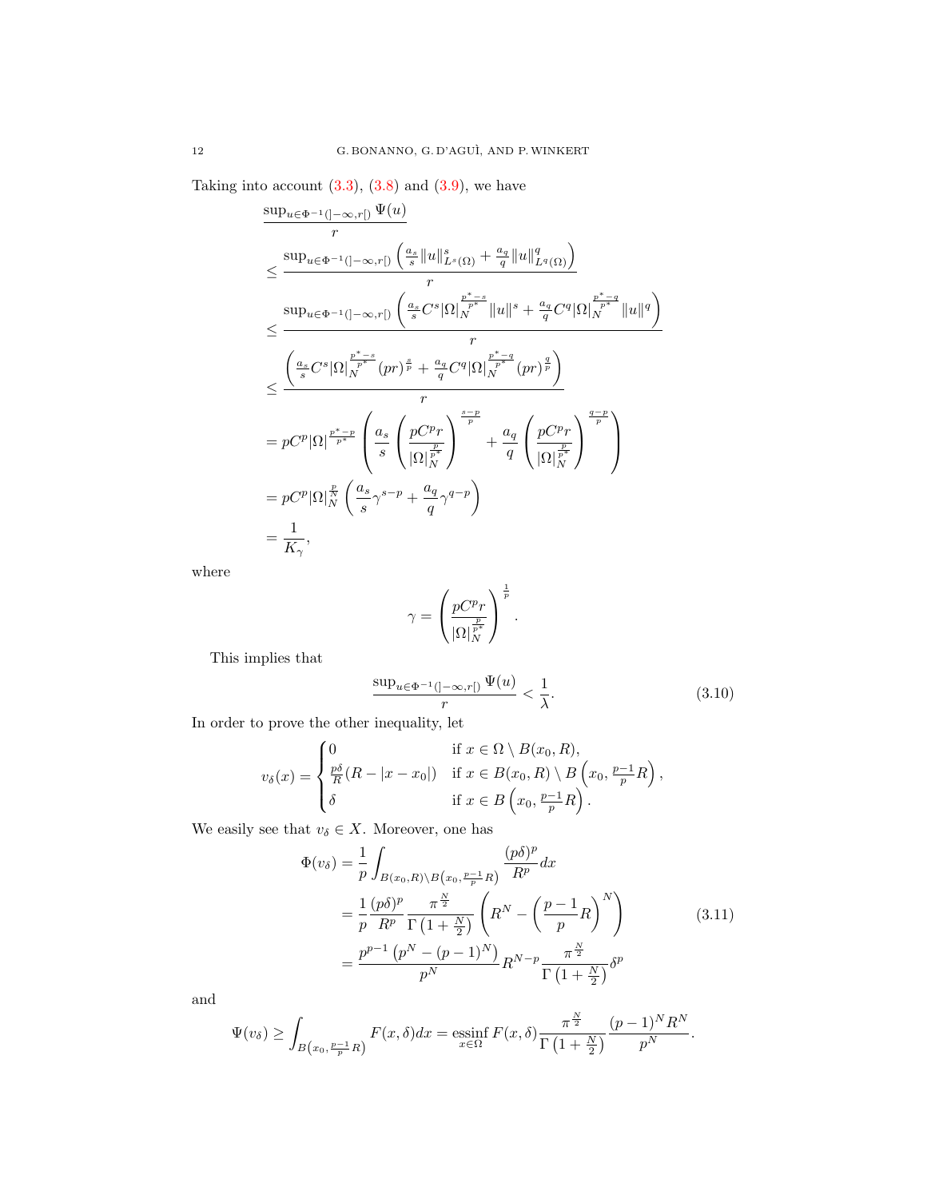Taking into account (3.3), (3.8) and (3.9), we have

$$
\begin{aligned}
&\frac{\sup_{u\in\Phi^{-1}(]-\infty,r[)}\Psi(u)}{r}\\
&\leq \frac{\sup_{u\in\Phi^{-1}(]-\infty,r[)}\left(\frac{a_s}{s}\|u\|_{L^s(\Omega)}^s+\frac{a_q}{q}\|u\|_{L^q(\Omega)}^q\right)}{r}\\
&\leq \frac{\sup_{u\in\Phi^{-1}(]-\infty,r[)}\left(\frac{a_s}{s}C^s|\Omega|_N^{\frac{p^*-s}{p^*}}\|u\|^s+\frac{a_q}{q}C^q|\Omega|_N^{\frac{p^*-q}{p^*}}\|u\|^q\right)}{r}\\
&\leq \frac{\left(\frac{a_s}{s}C^s|\Omega|_N^{\frac{p^*-s}{p^*}}(pr)^{\frac{s}{p}}+\frac{a_q}{q}C^q|\Omega|_N^{\frac{p^*-q}{p^*}}(pr)^{\frac{q}{p}}\right)}{r}\\
&= pC^p|\Omega|^{\frac{p^*-p}{p^*}}\left(\frac{a_s}{s}\left(\frac{pC^pr}{|\Omega|_N^{\frac{p}{p^*}}}\right)^{\frac{s-p}{p}}+\frac{a_q}{q}\left(\frac{pC^pr}{|\Omega|_N^{\frac{p}{p^*}}}\right)^{\frac{q-p}{p}}\right)\\
&= pC^p|\Omega|_N^{\frac{p}{N}}\left(\frac{a_s}{s}\gamma^{s-p}+\frac{a_q}{q}\gamma^{q-p}\right)\\
&= \frac{1}{K_\gamma},
\end{aligned}
$$

where

$$
\gamma=\left(\frac{pC^pr}{|\Omega|_N^{\frac{p}{p^*}}}\right)^{\frac{1}{p}}.
$$

This implies that

$$
\frac{\sup_{u\in\Phi^{-1}(]-\infty,r[)}\Psi(u)}{r}<\frac{1}{\lambda}. \tag{3.10}
$$

In order to prove the other inequality, let

$$
v_\delta(x)=\begin{cases}
0 & \text{if } x\in\Omega\setminus B(x_0,R),\\
\frac{p\delta}{R}(R-|x-x_0|) & \text{if } x\in B(x_0,R)\setminus B\left(x_0,\frac{p-1}{p}R\right),\\
\delta & \text{if } x\in B\left(x_0,\frac{p-1}{p}R\right).
\end{cases}
$$

We easily see that $v_\delta\in X$. Moreover, one has

$$
\begin{aligned}
\Phi(v_\delta)&=\frac{1}{p}\int_{B(x_0,R)\setminus B\left(x_0,\frac{p-1}{p}R\right)}\frac{(p\delta)^p}{R^p}dx\\
&=\frac{1}{p}\frac{(p\delta)^p}{R^p}\frac{\pi^{\frac{N}{2}}}{\Gamma\left(1+\frac{N}{2}\right)}\left(R^N-\left(\frac{p-1}{p}R\right)^N\right)\\
&=\frac{p^{p-1}\left(p^N-(p-1)^N\right)}{p^N}R^{N-p}\frac{\pi^{\frac{N}{2}}}{\Gamma\left(1+\frac{N}{2}\right)}\delta^p
\end{aligned}
\tag{3.11}
$$

and

$$
\Psi(v_\delta)\geq\int_{B\left(x_0,\frac{p-1}{p}R\right)}F(x,\delta)dx=\operatorname*{essinf}_{x\in\Omega}F(x,\delta)\frac{\pi^{\frac{N}{2}}}{\Gamma\left(1+\frac{N}{2}\right)}\frac{(p-1)^NR^N}{p^N}.
$$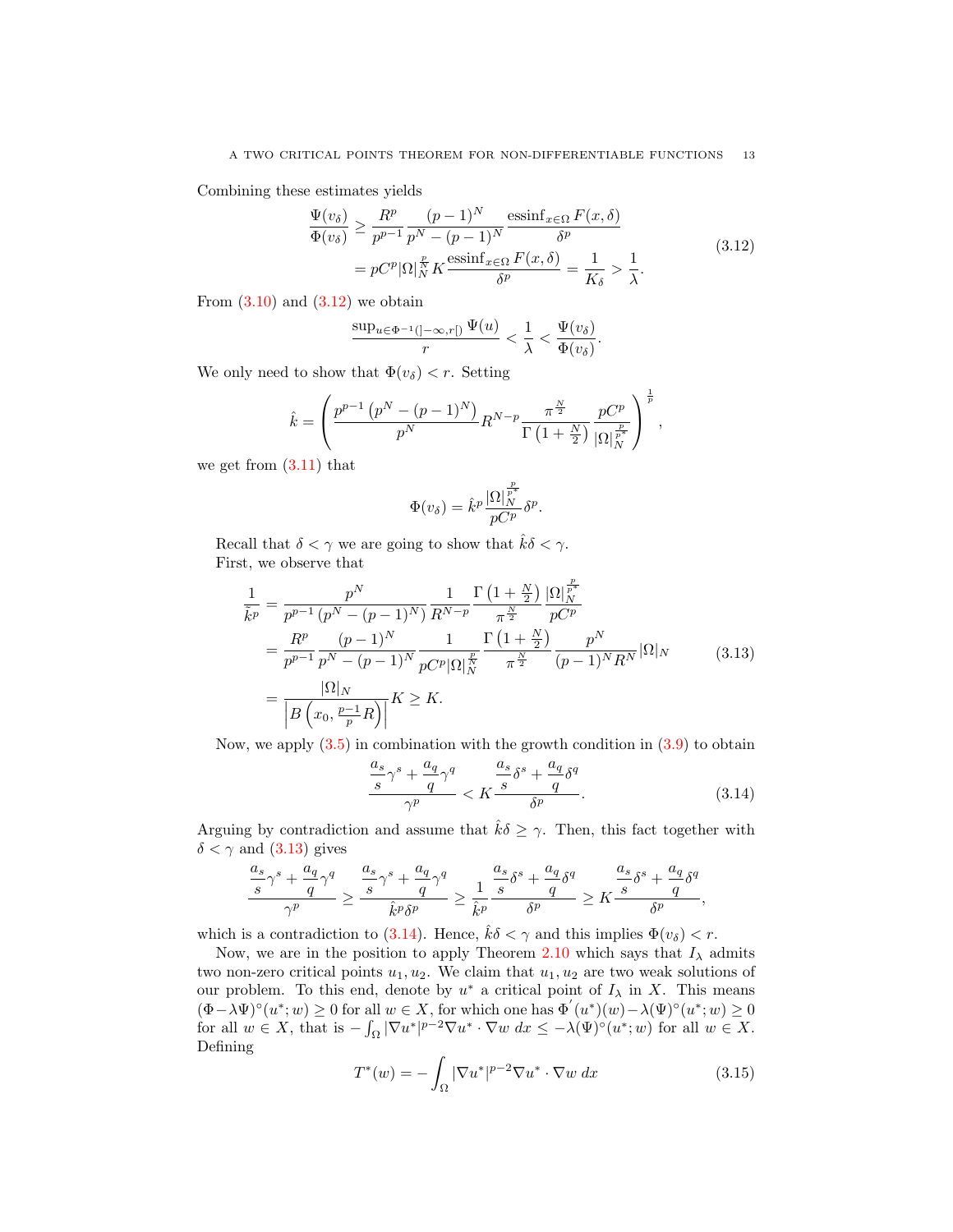Combining these estimates yields

$$\begin{aligned}\frac{\Psi(v_\delta)}{\Phi(v_\delta)} &\geq \frac{R^p}{p^{p-1}}\frac{(p-1)^N}{p^N-(p-1)^N}\frac{\operatorname{essinf}_{x\in\Omega}F(x,\delta)}{\delta^p}\\ &= pC^p|\Omega|_N^{\frac{p}{N}}K\frac{\operatorname{essinf}_{x\in\Omega}F(x,\delta)}{\delta^p}=\frac{1}{K_\delta}>\frac{1}{\lambda}.\end{aligned}\tag{3.12}$$

From (3.10) and (3.12) we obtain

$$\frac{\sup_{u\in\Phi^{-1}(]-\infty,r[)}\Psi(u)}{r}<\frac{1}{\lambda}<\frac{\Psi(v_\delta)}{\Phi(v_\delta)}.$$

We only need to show that $\Phi(v_\delta)<r$. Setting

$$\hat{k}=\left(\frac{p^{p-1}\left(p^N-(p-1)^N\right)}{p^N}R^{N-p}\frac{\pi^{\frac{N}{2}}}{\Gamma\left(1+\frac{N}{2}\right)}\frac{pC^p}{|\Omega|_N^{\frac{p}{p^*}}}\right)^{\frac{1}{p}},$$

we get from (3.11) that

$$\Phi(v_\delta)=\hat{k}^p\frac{|\Omega|_N^{\frac{p}{p^*}}}{pC^p}\delta^p.$$

Recall that $\delta<\gamma$ we are going to show that $\hat{k}\delta<\gamma$.
First, we observe that

$$\begin{aligned}\frac{1}{\hat{k}^p}&=\frac{p^N}{p^{p-1}\left(p^N-(p-1)^N\right)}\frac{1}{R^{N-p}}\frac{\Gamma\left(1+\frac{N}{2}\right)}{\pi^{\frac{N}{2}}}\frac{|\Omega|_N^{\frac{p}{p^*}}}{pC^p}\\ &=\frac{R^p}{p^{p-1}}\frac{(p-1)^N}{p^N-(p-1)^N}\frac{1}{pC^p|\Omega|_N^{\frac{p}{N}}}\frac{\Gamma\left(1+\frac{N}{2}\right)}{\pi^{\frac{N}{2}}}\frac{p^N}{(p-1)^NR^N}|\Omega|_N\\ &=\frac{|\Omega|_N}{\left|B\left(x_0,\frac{p-1}{p}R\right)\right|}K\geq K.\end{aligned}\tag{3.13}$$

Now, we apply (3.5) in combination with the growth condition in (3.9) to obtain

$$\frac{\frac{a_s}{s}\gamma^s+\frac{a_q}{q}\gamma^q}{\gamma^p}<K\frac{\frac{a_s}{s}\delta^s+\frac{a_q}{q}\delta^q}{\delta^p}.\tag{3.14}$$

Arguing by contradiction and assume that $\hat{k}\delta\geq\gamma$. Then, this fact together with $\delta<\gamma$ and (3.13) gives

$$\frac{\frac{a_s}{s}\gamma^s+\frac{a_q}{q}\gamma^q}{\gamma^p}\geq\frac{\frac{a_s}{s}\gamma^s+\frac{a_q}{q}\gamma^q}{\hat{k}^p\delta^p}\geq\frac{1}{\hat{k}^p}\frac{\frac{a_s}{s}\delta^s+\frac{a_q}{q}\delta^q}{\delta^p}\geq K\frac{\frac{a_s}{s}\delta^s+\frac{a_q}{q}\delta^q}{\delta^p},$$

which is a contradiction to (3.14). Hence, $\hat{k}\delta<\gamma$ and this implies $\Phi(v_\delta)<r$.

Now, we are in the position to apply Theorem 2.10 which says that $I_\lambda$ admits two non-zero critical points $u_1,u_2$. We claim that $u_1,u_2$ are two weak solutions of our problem. To this end, denote by $u^*$ a critical point of $I_\lambda$ in $X$. This means $(\Phi-\lambda\Psi)^\circ(u^*;w)\geq 0$ for all $w\in X$, for which one has $\Phi^{'}(u^*)(w)-\lambda(\Psi)^\circ(u^*;w)\geq 0$ for all $w\in X$, that is $-\int_\Omega|\nabla u^*|^{p-2}\nabla u^*\cdot\nabla w\,dx\leq-\lambda(\Psi)^\circ(u^*;w)$ for all $w\in X$. Defining

$$T^*(w)=-\int_\Omega|\nabla u^*|^{p-2}\nabla u^*\cdot\nabla w\,dx\tag{3.15}$$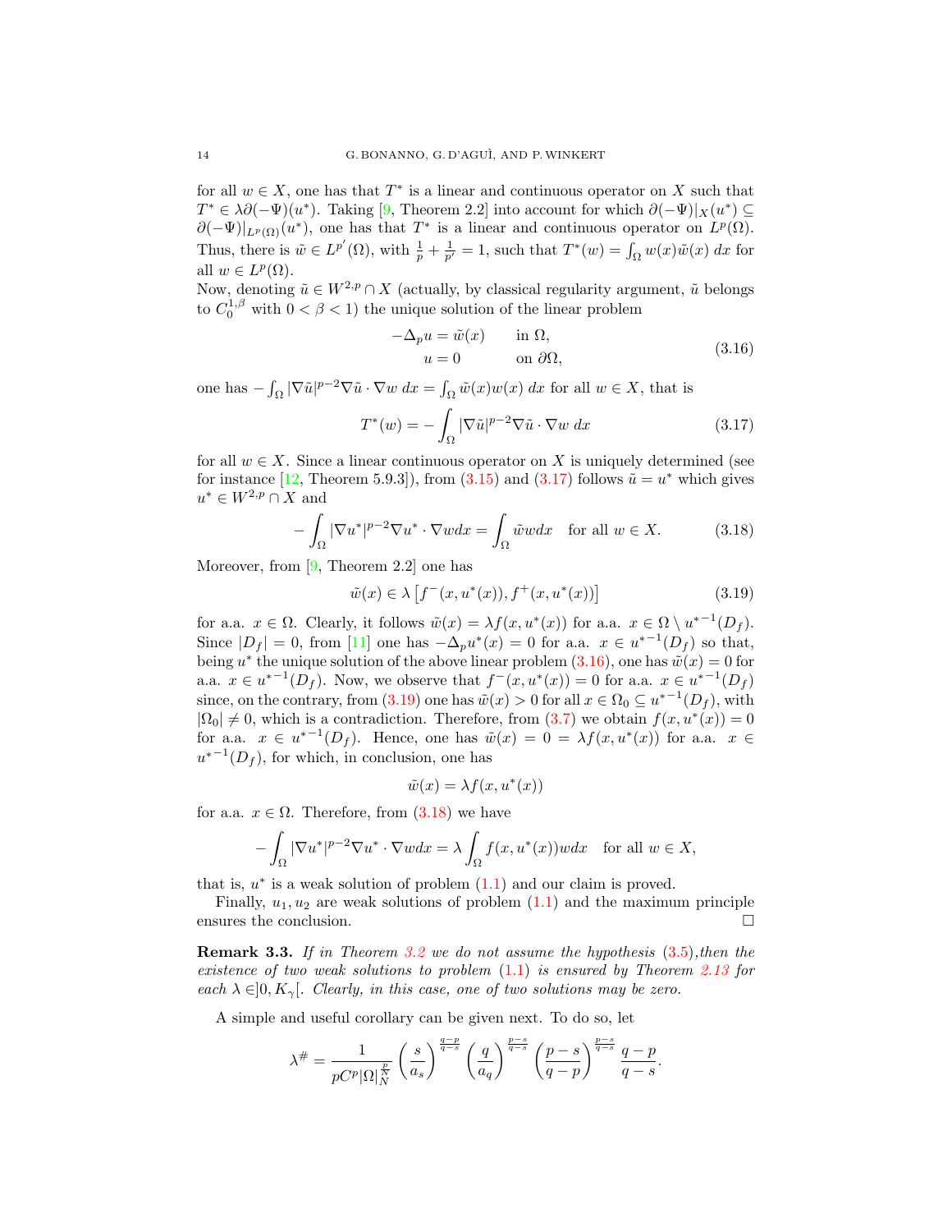for all $w \in X$, one has that $T^*$ is a linear and continuous operator on $X$ such that $T^* \in \lambda\partial(-\Psi)(u^*)$. Taking [9, Theorem 2.2] into account for which $\partial(-\Psi)|_X(u^*) \subseteq \partial(-\Psi)|_{L^p(\Omega)}(u^*)$, one has that $T^*$ is a linear and continuous operator on $L^p(\Omega)$. Thus, there is $\tilde{w} \in L^{p'}(\Omega)$, with $\frac{1}{p} + \frac{1}{p'} = 1$, such that $T^*(w) = \int_\Omega w(x)\tilde{w}(x)\,dx$ for all $w \in L^p(\Omega)$.

Now, denoting $\tilde{u} \in W^{2,p} \cap X$ (actually, by classical regularity argument, $\tilde{u}$ belongs to $C_0^{1,\beta}$ with $0 < \beta < 1$) the unique solution of the linear problem

$$
\begin{aligned}
-\Delta_p u &= \tilde{w}(x) \qquad &&\text{in } \Omega,\\
u &= 0 &&\text{on } \partial\Omega,
\end{aligned}
\tag{3.16}
$$

one has $-\int_\Omega |\nabla \tilde{u}|^{p-2}\nabla\tilde{u}\cdot\nabla w\,dx = \int_\Omega \tilde{w}(x)w(x)\,dx$ for all $w \in X$, that is

$$
T^*(w) = -\int_\Omega |\nabla \tilde{u}|^{p-2}\nabla\tilde{u}\cdot\nabla w\,dx \tag{3.17}
$$

for all $w \in X$. Since a linear continuous operator on $X$ is uniquely determined (see for instance [12, Theorem 5.9.3]), from (3.15) and (3.17) follows $\tilde{u} = u^*$ which gives $u^* \in W^{2,p} \cap X$ and

$$
-\int_\Omega |\nabla u^*|^{p-2}\nabla u^*\cdot\nabla w dx = \int_\Omega \tilde{w} w dx \quad \text{for all } w \in X. \tag{3.18}
$$

Moreover, from [9, Theorem 2.2] one has

$$
\tilde{w}(x) \in \lambda\left[f^-(x,u^*(x)), f^+(x,u^*(x))\right] \tag{3.19}
$$

for a.a. $x \in \Omega$. Clearly, it follows $\tilde{w}(x) = \lambda f(x,u^*(x))$ for a.a. $x \in \Omega \setminus {u^*}^{-1}(D_f)$. Since $|D_f| = 0$, from [11] one has $-\Delta_p u^*(x) = 0$ for a.a. $x \in {u^*}^{-1}(D_f)$ so that, being $u^*$ the unique solution of the above linear problem (3.16), one has $\tilde{w}(x) = 0$ for a.a. $x \in {u^*}^{-1}(D_f)$. Now, we observe that $f^-(x,u^*(x)) = 0$ for a.a. $x \in {u^*}^{-1}(D_f)$ since, on the contrary, from (3.19) one has $\tilde{w}(x) > 0$ for all $x \in \Omega_0 \subseteq {u^*}^{-1}(D_f)$, with $|\Omega_0| \neq 0$, which is a contradiction. Therefore, from (3.7) we obtain $f(x,u^*(x)) = 0$ for a.a. $x \in {u^*}^{-1}(D_f)$. Hence, one has $\tilde{w}(x) = 0 = \lambda f(x,u^*(x))$ for a.a. $x \in {u^*}^{-1}(D_f)$, for which, in conclusion, one has

$$
\tilde{w}(x) = \lambda f(x,u^*(x))
$$

for a.a. $x \in \Omega$. Therefore, from (3.18) we have

$$
-\int_\Omega |\nabla u^*|^{p-2}\nabla u^*\cdot\nabla w dx = \lambda\int_\Omega f(x,u^*(x)) w dx \quad \text{for all } w \in X,
$$

that is, $u^*$ is a weak solution of problem (1.1) and our claim is proved.

Finally, $u_1, u_2$ are weak solutions of problem (1.1) and the maximum principle ensures the conclusion. $\square$

**Remark 3.3.** *If in Theorem 3.2 we do not assume the hypothesis (3.5),then the existence of two weak solutions to problem (1.1) is ensured by Theorem 2.13 for each $\lambda \in ]0, K_\gamma[$. Clearly, in this case, one of two solutions may be zero.*

A simple and useful corollary can be given next. To do so, let

$$
\lambda^\# = \frac{1}{pC^p|\Omega|^{\frac{p}{N}}}\left(\frac{s}{a_s}\right)^{\frac{q-p}{q-s}}\left(\frac{q}{a_q}\right)^{\frac{p-s}{q-s}}\left(\frac{p-s}{q-p}\right)^{\frac{p-s}{q-s}}\frac{q-p}{q-s}.
$$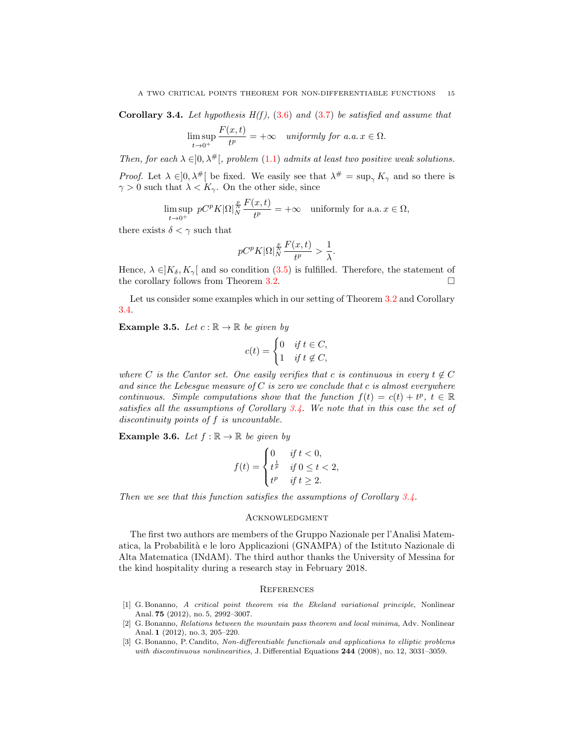**Corollary 3.4.** *Let hypothesis H(f), (3.6) and (3.7) be satisfied and assume that*

$$\limsup_{t\to 0^+} \frac{F(x,t)}{t^p} = +\infty \quad \textit{uniformly for a.a. } x \in \Omega.$$

*Then, for each $\lambda \in ]0, \lambda^{\#}[$, problem (1.1) admits at least two positive weak solutions.*

*Proof.* Let $\lambda \in ]0, \lambda^{\#}[$ be fixed. We easily see that $\lambda^{\#} = \sup_\gamma K_\gamma$ and so there is $\gamma > 0$ such that $\lambda < K_\gamma$. On the other side, since

$$\limsup_{t\to 0^+} \, pC^p K |\Omega|^{\frac{p}{N}}_N \frac{F(x,t)}{t^p} = +\infty \quad \text{uniformly for a.a. } x \in \Omega,$$

there exists $\delta < \gamma$ such that

$$pC^p K |\Omega|^{\frac{p}{N}}_N \frac{F(x,t)}{t^p} > \frac{1}{\lambda}.$$

Hence, $\lambda \in ]K_\delta, K_\gamma[$ and so condition (3.5) is fulfilled. Therefore, the statement of the corollary follows from Theorem 3.2. $\square$

Let us consider some examples which in our setting of Theorem 3.2 and Corollary 3.4.

**Example 3.5.** *Let $c : \mathbb{R} \to \mathbb{R}$ be given by*

$$c(t) = \begin{cases} 0 & \textit{if } t \in C, \\ 1 & \textit{if } t \notin C, \end{cases}$$

*where $C$ is the Cantor set. One easily verifies that $c$ is continuous in every $t \notin C$ and since the Lebesgue measure of $C$ is zero we conclude that $c$ is almost everywhere continuous. Simple computations show that the function $f(t) = c(t) + t^p$, $t \in \mathbb{R}$ satisfies all the assumptions of Corollary 3.4. We note that in this case the set of discontinuity points of $f$ is uncountable.*

**Example 3.6.** *Let $f : \mathbb{R} \to \mathbb{R}$ be given by*

$$f(t) = \begin{cases} 0 & \textit{if } t < 0, \\ t^{\frac{1}{p}} & \textit{if } 0 \le t < 2, \\ t^p & \textit{if } t \ge 2. \end{cases}$$

*Then we see that this function satisfies the assumptions of Corollary 3.4.*

## Acknowledgment

The first two authors are members of the Gruppo Nazionale per l'Analisi Matematica, la Probabilità e le loro Applicazioni (GNAMPA) of the Istituto Nazionale di Alta Matematica (INdAM). The third author thanks the University of Messina for the kind hospitality during a research stay in February 2018.

## References

[1] G. Bonanno, *A critical point theorem via the Ekeland variational principle*, Nonlinear Anal. **75** (2012), no. 5, 2992–3007.

[2] G. Bonanno, *Relations between the mountain pass theorem and local minima*, Adv. Nonlinear Anal. **1** (2012), no. 3, 205–220.

[3] G. Bonanno, P. Candito, *Non-differentiable functionals and applications to elliptic problems with discontinuous nonlinearities*, J. Differential Equations **244** (2008), no. 12, 3031–3059.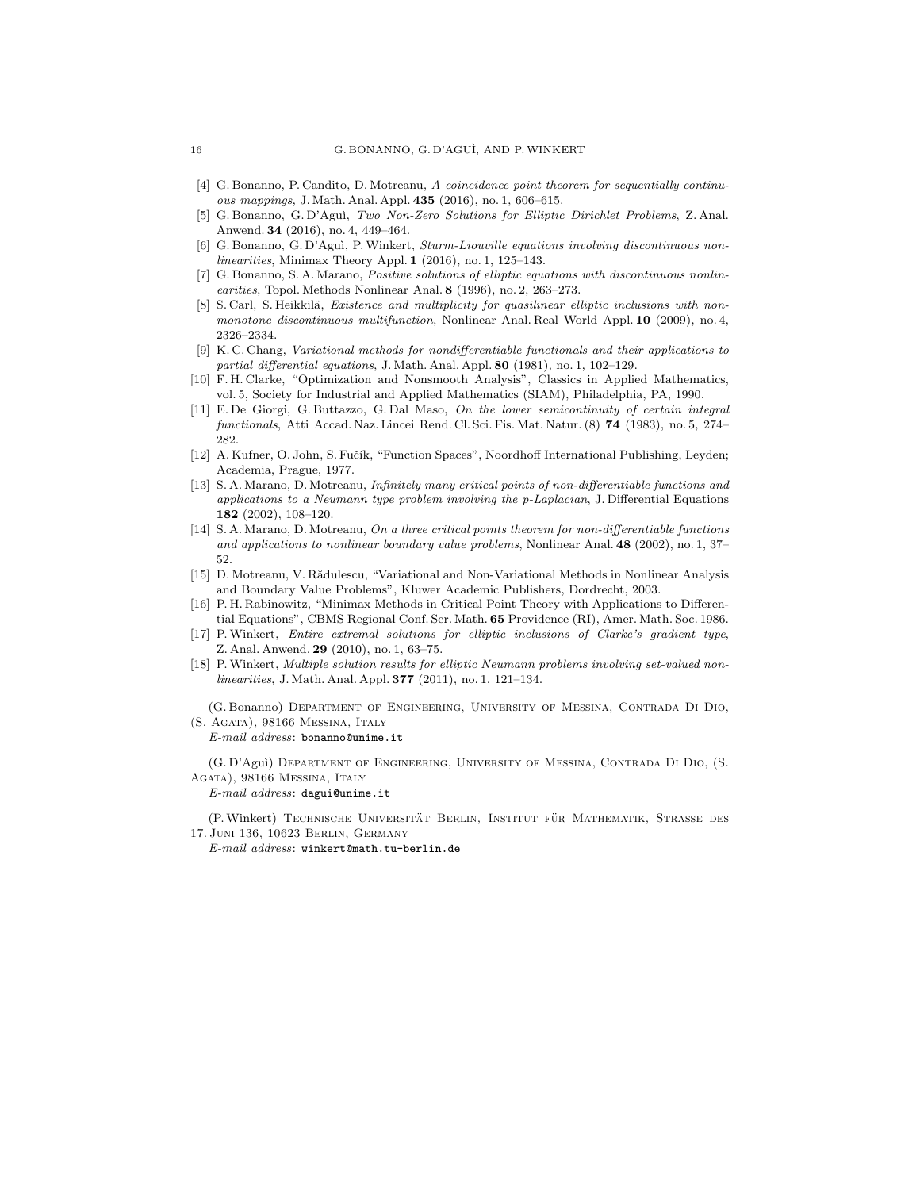[4] G. Bonanno, P. Candito, D. Motreanu, *A coincidence point theorem for sequentially continuous mappings*, J. Math. Anal. Appl. **435** (2016), no. 1, 606–615.

[5] G. Bonanno, G. D'Aguì, *Two Non-Zero Solutions for Elliptic Dirichlet Problems*, Z. Anal. Anwend. **34** (2016), no. 4, 449–464.

[6] G. Bonanno, G. D'Aguì, P. Winkert, *Sturm-Liouville equations involving discontinuous nonlinearities*, Minimax Theory Appl. **1** (2016), no. 1, 125–143.

[7] G. Bonanno, S. A. Marano, *Positive solutions of elliptic equations with discontinuous nonlinearities*, Topol. Methods Nonlinear Anal. **8** (1996), no. 2, 263–273.

[8] S. Carl, S. Heikkilä, *Existence and multiplicity for quasilinear elliptic inclusions with nonmonotone discontinuous multifunction*, Nonlinear Anal. Real World Appl. **10** (2009), no. 4, 2326–2334.

[9] K. C. Chang, *Variational methods for nondifferentiable functionals and their applications to partial differential equations*, J. Math. Anal. Appl. **80** (1981), no. 1, 102–129.

[10] F. H. Clarke, "Optimization and Nonsmooth Analysis", Classics in Applied Mathematics, vol. 5, Society for Industrial and Applied Mathematics (SIAM), Philadelphia, PA, 1990.

[11] E. De Giorgi, G. Buttazzo, G. Dal Maso, *On the lower semicontinuity of certain integral functionals*, Atti Accad. Naz. Lincei Rend. Cl. Sci. Fis. Mat. Natur. (8) **74** (1983), no. 5, 274–282.

[12] A. Kufner, O. John, S. Fučík, "Function Spaces", Noordhoff International Publishing, Leyden; Academia, Prague, 1977.

[13] S. A. Marano, D. Motreanu, *Infinitely many critical points of non-differentiable functions and applications to a Neumann type problem involving the p-Laplacian*, J. Differential Equations **182** (2002), 108–120.

[14] S. A. Marano, D. Motreanu, *On a three critical points theorem for non-differentiable functions and applications to nonlinear boundary value problems*, Nonlinear Anal. **48** (2002), no. 1, 37–52.

[15] D. Motreanu, V. Rădulescu, "Variational and Non-Variational Methods in Nonlinear Analysis and Boundary Value Problems", Kluwer Academic Publishers, Dordrecht, 2003.

[16] P. H. Rabinowitz, "Minimax Methods in Critical Point Theory with Applications to Differential Equations", CBMS Regional Conf. Ser. Math. **65** Providence (RI), Amer. Math. Soc. 1986.

[17] P. Winkert, *Entire extremal solutions for elliptic inclusions of Clarke's gradient type*, Z. Anal. Anwend. **29** (2010), no. 1, 63–75.

[18] P. Winkert, *Multiple solution results for elliptic Neumann problems involving set-valued nonlinearities*, J. Math. Anal. Appl. **377** (2011), no. 1, 121–134.

(G. Bonanno) Department of Engineering, University of Messina, Contrada Di Dio, (S. Agata), 98166 Messina, Italy

*E-mail address*: bonanno@unime.it

(G. D'Aguì) Department of Engineering, University of Messina, Contrada Di Dio, (S. Agata), 98166 Messina, Italy

*E-mail address*: dagui@unime.it

(P. Winkert) Technische Universität Berlin, Institut für Mathematik, Strasse des 17. Juni 136, 10623 Berlin, Germany

*E-mail address*: winkert@math.tu-berlin.de